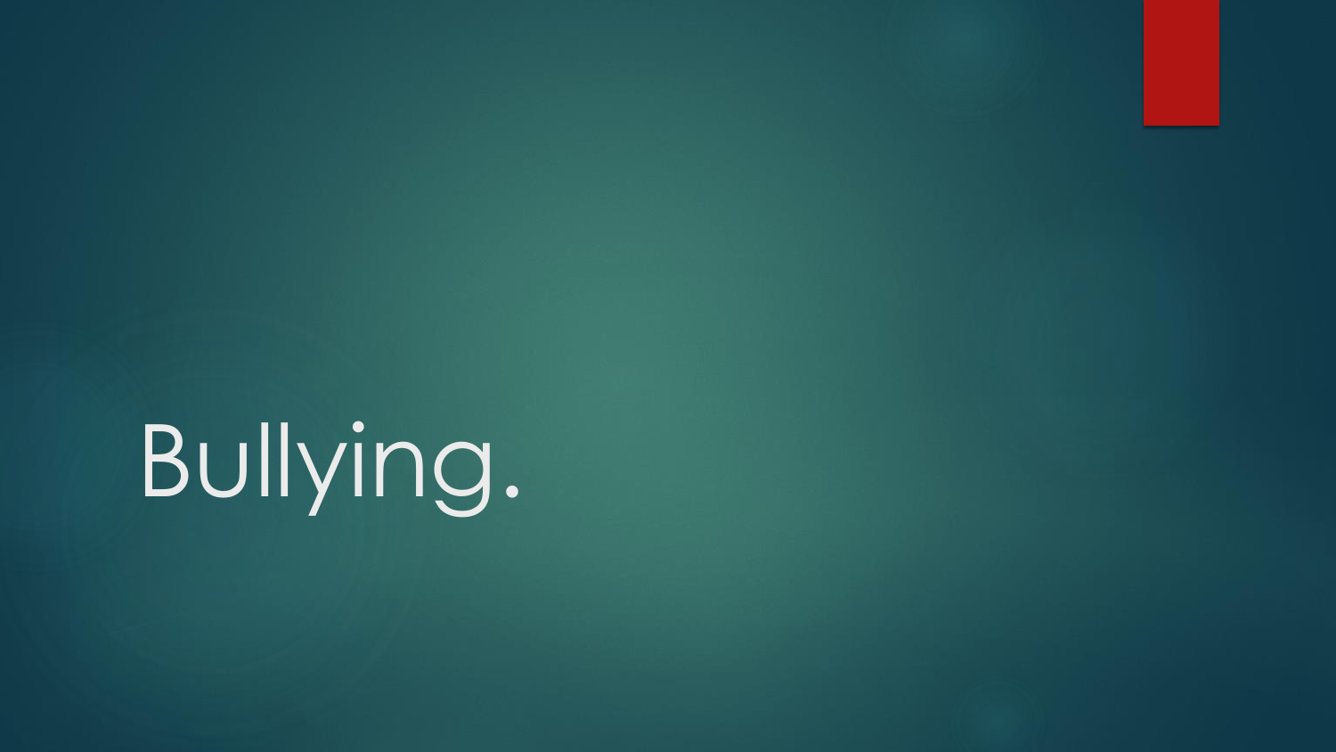# Bullying.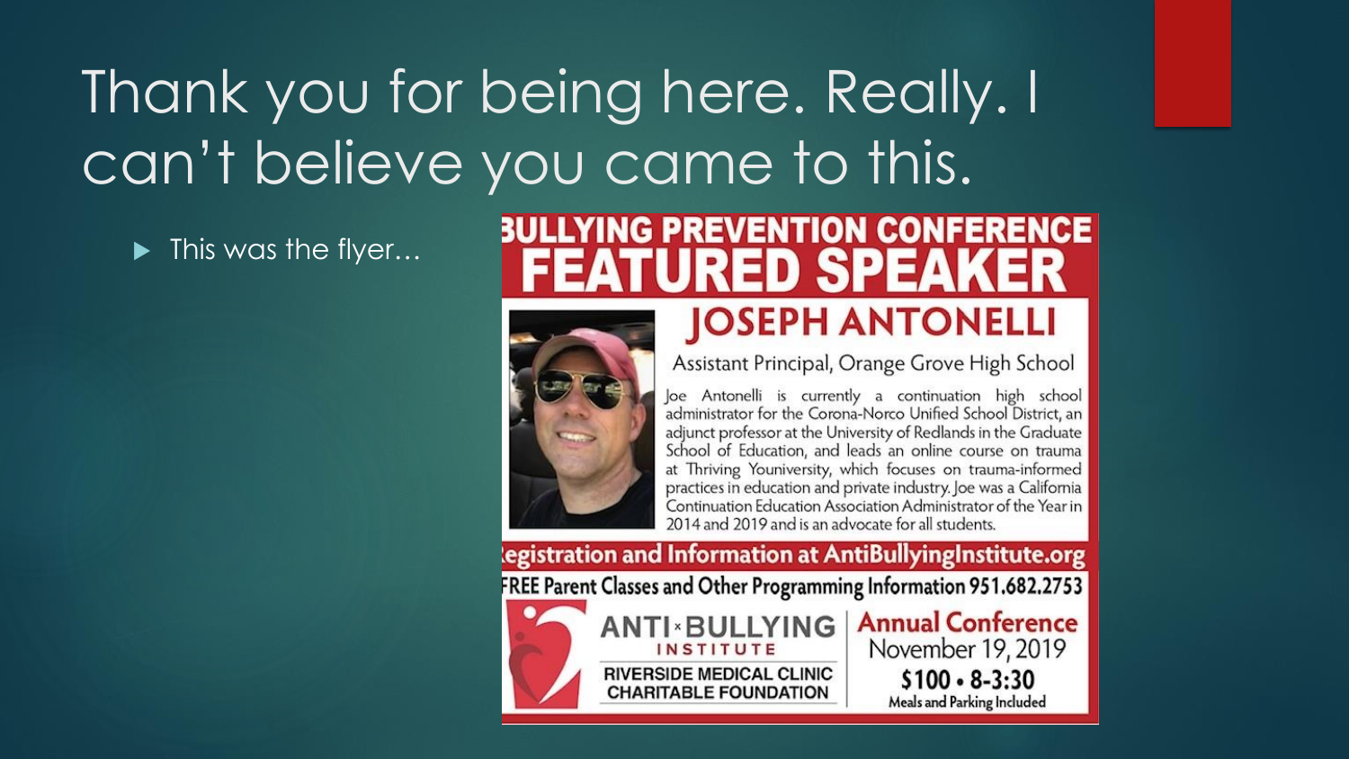# Thank you for being here. Really. I can't believe you came to this.

- This was the flyer…

**BULLYING PREVENTION CONFERENCE**
**FEATURED SPEAKER**

## JOSEPH ANTONELLI

Assistant Principal, Orange Grove High School

Joe Antonelli is currently a continuation high school administrator for the Corona-Norco Unified School District, an adjunct professor at the University of Redlands in the Graduate School of Education, and leads an online course on trauma at Thriving Youniversity, which focuses on trauma-informed practices in education and private industry. Joe was a California Continuation Education Association Administrator of the Year in 2014 and 2019 and is an advocate for all students.

**Registration and Information at AntiBullyingInstitute.org**

**FREE Parent Classes and Other Programming Information 951.682.2753**

ANTI×BULLYING INSTITUTE

RIVERSIDE MEDICAL CLINIC CHARITABLE FOUNDATION

**Annual Conference**
November 19, 2019
**$100 • 8-3:30**
Meals and Parking Included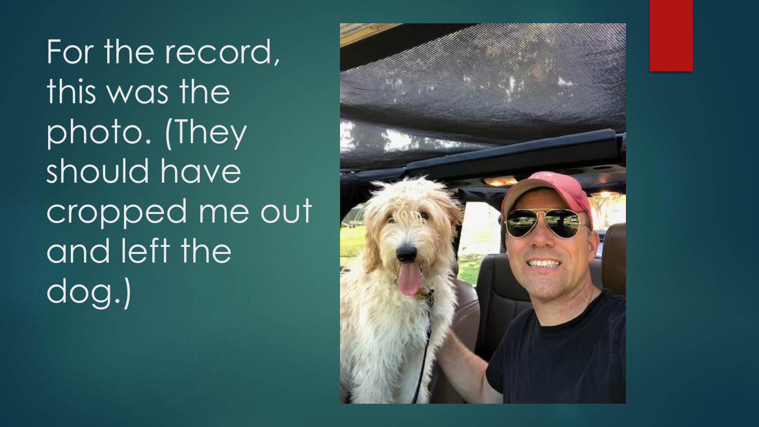For the record, this was the photo. (They should have cropped me out and left the dog.)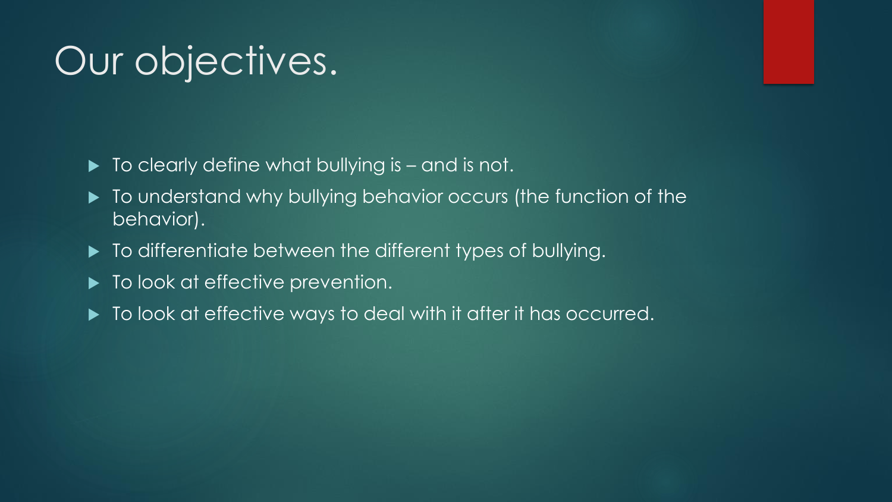# Our objectives.

- To clearly define what bullying is – and is not.
- To understand why bullying behavior occurs (the function of the behavior).
- To differentiate between the different types of bullying.
- To look at effective prevention.
- To look at effective ways to deal with it after it has occurred.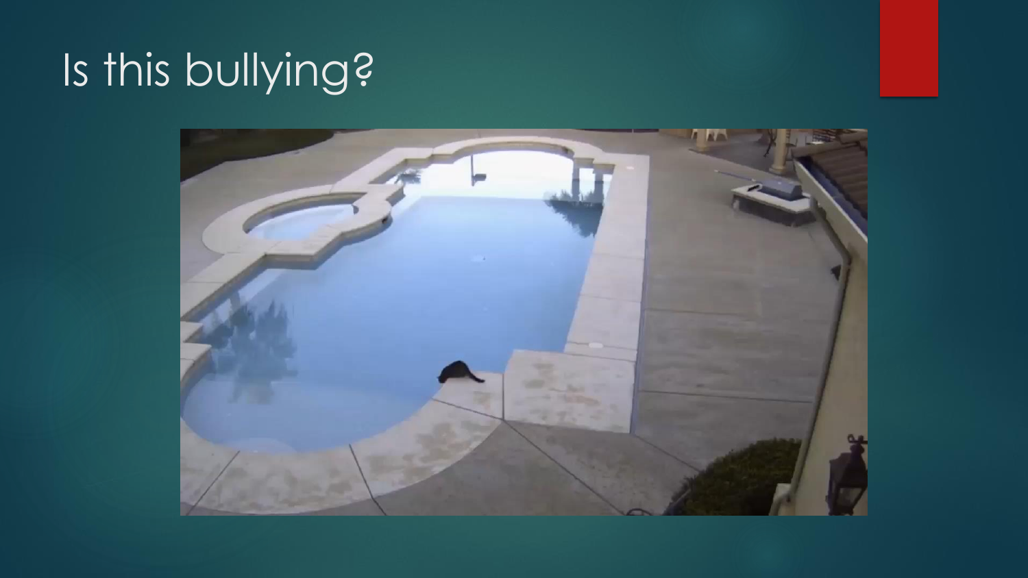# Is this bullying?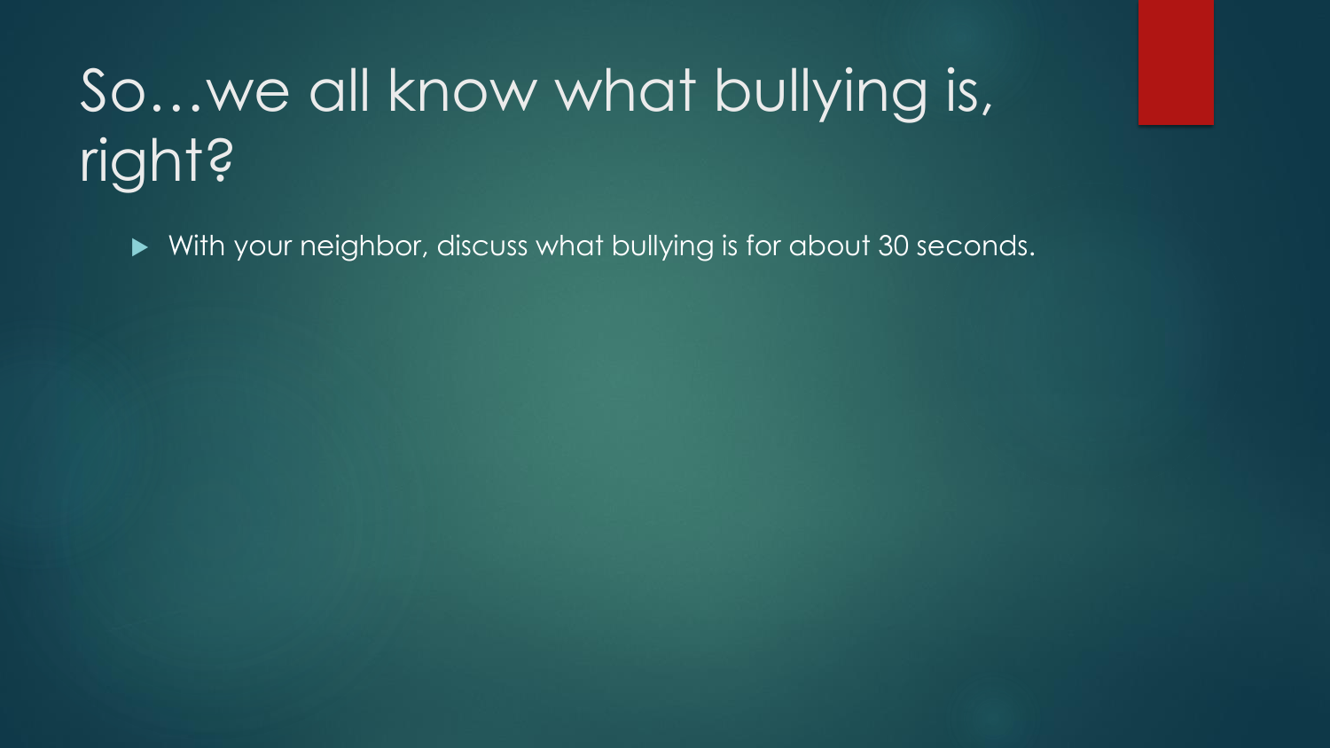# So…we all know what bullying is, right?

- With your neighbor, discuss what bullying is for about 30 seconds.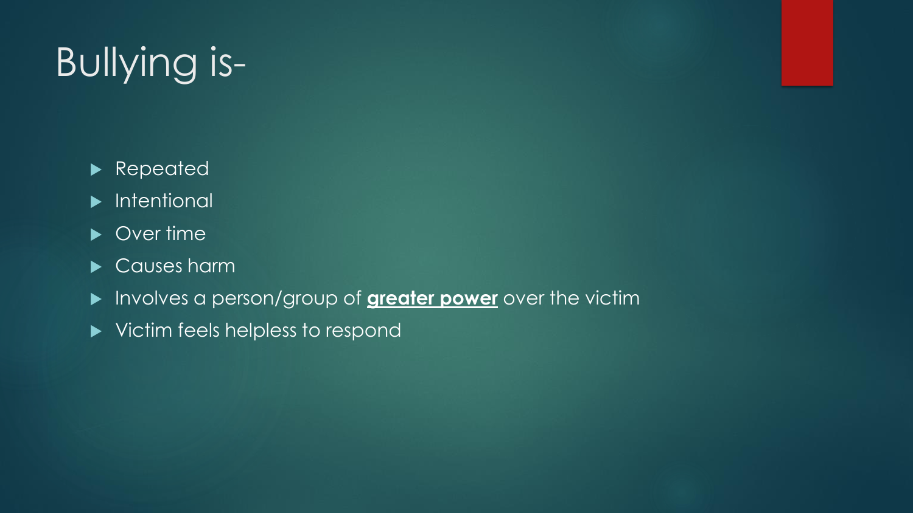# Bullying is-

- Repeated
- Intentional
- Over time
- Causes harm
- Involves a person/group of **greater power** over the victim
- Victim feels helpless to respond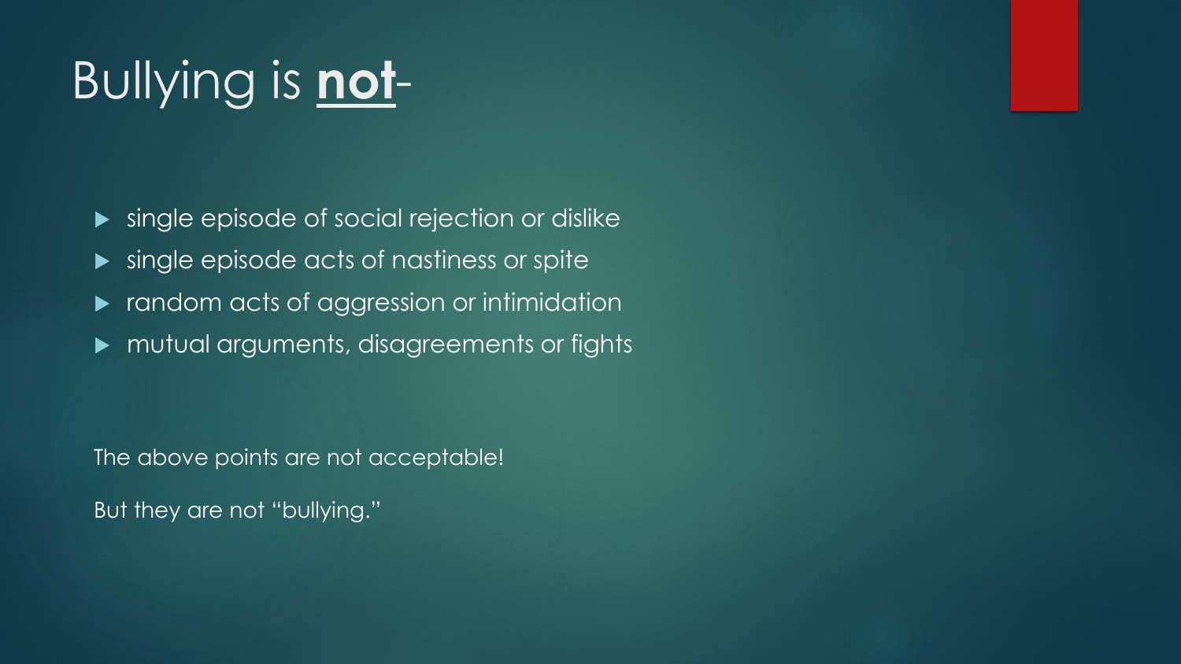# Bullying is **not**-

- single episode of social rejection or dislike
- single episode acts of nastiness or spite
- random acts of aggression or intimidation
- mutual arguments, disagreements or fights

The above points are not acceptable!

But they are not "bullying."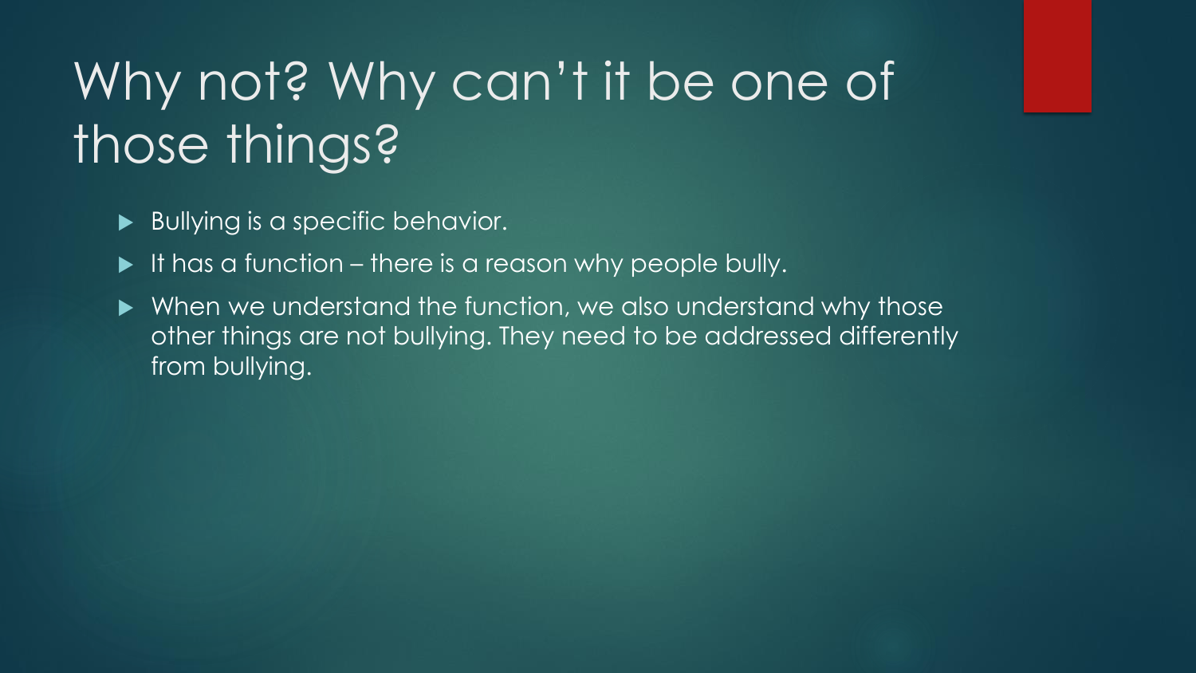# Why not? Why can't it be one of those things?

- Bullying is a specific behavior.
- It has a function – there is a reason why people bully.
- When we understand the function, we also understand why those other things are not bullying. They need to be addressed differently from bullying.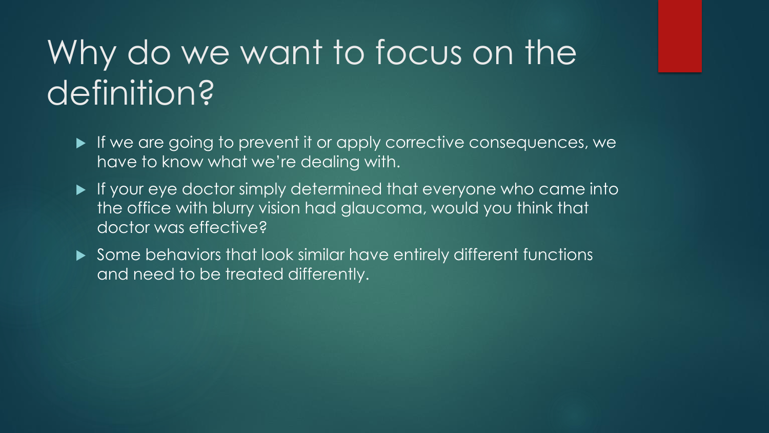# Why do we want to focus on the definition?

- If we are going to prevent it or apply corrective consequences, we have to know what we're dealing with.
- If your eye doctor simply determined that everyone who came into the office with blurry vision had glaucoma, would you think that doctor was effective?
- Some behaviors that look similar have entirely different functions and need to be treated differently.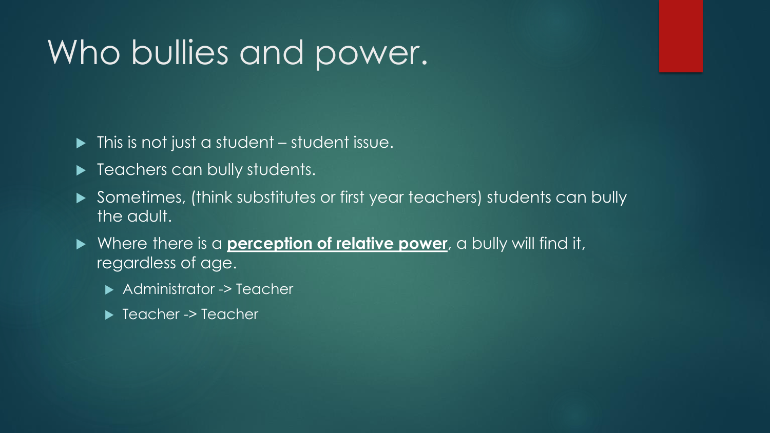# Who bullies and power.

- This is not just a student – student issue.
- Teachers can bully students.
- Sometimes, (think substitutes or first year teachers) students can bully the adult.
- Where there is a **perception of relative power**, a bully will find it, regardless of age.
  - Administrator -> Teacher
  - Teacher -> Teacher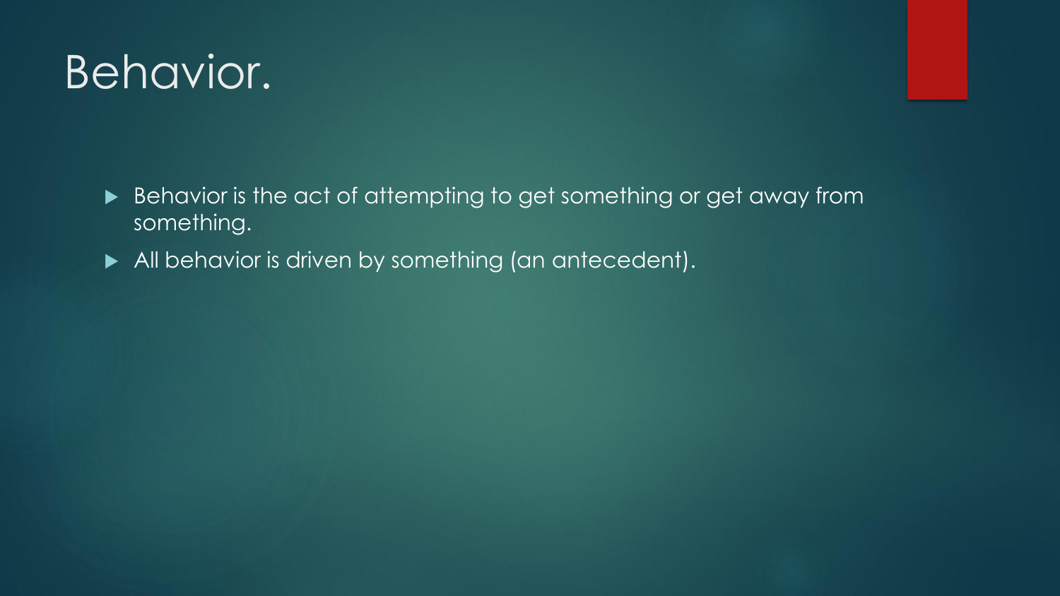# Behavior.

- Behavior is the act of attempting to get something or get away from something.
- All behavior is driven by something (an antecedent).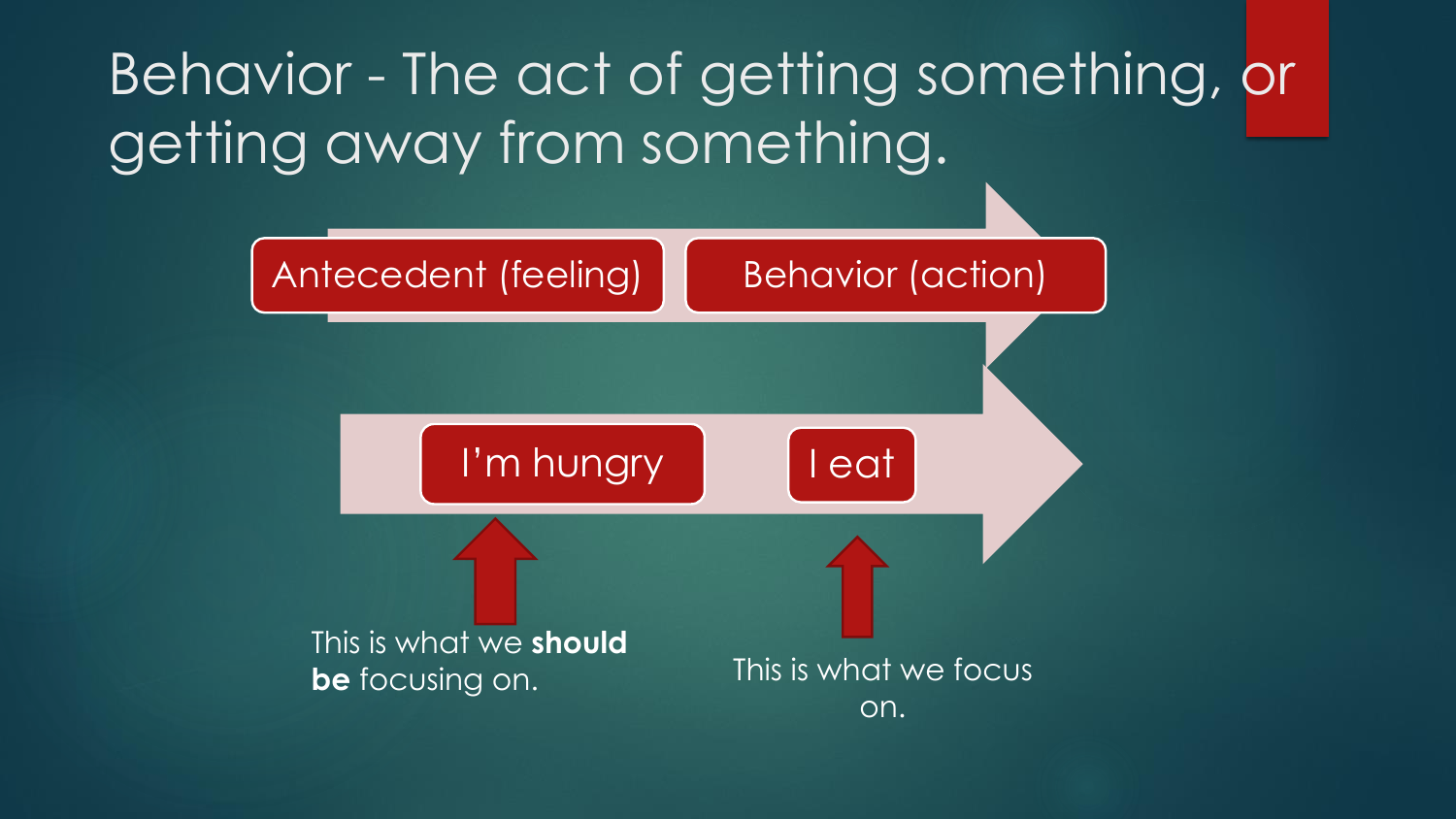# Behavior - The act of getting something, or getting away from something.

Antecedent (feeling) → Behavior (action)

I'm hungry → I eat

This is what we **should be** focusing on.

This is what we focus on.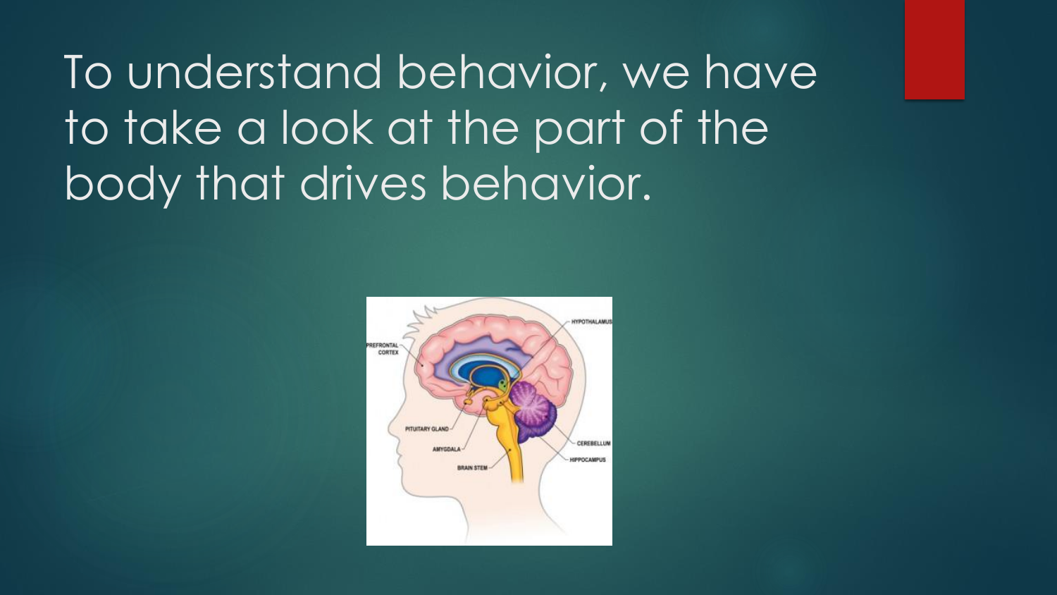# To understand behavior, we have to take a look at the part of the body that drives behavior.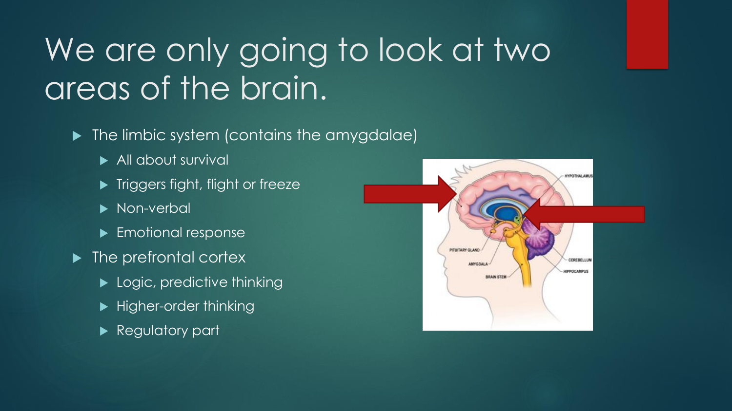# We are only going to look at two areas of the brain.

- The limbic system (contains the amygdalae)
  - All about survival
  - Triggers fight, flight or freeze
  - Non-verbal
  - Emotional response
- The prefrontal cortex
  - Logic, predictive thinking
  - Higher-order thinking
  - Regulatory part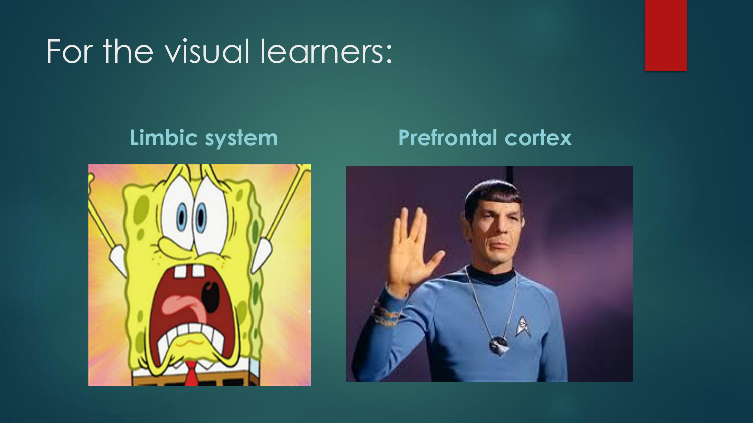# For the visual learners:

**Limbic system**

**Prefrontal cortex**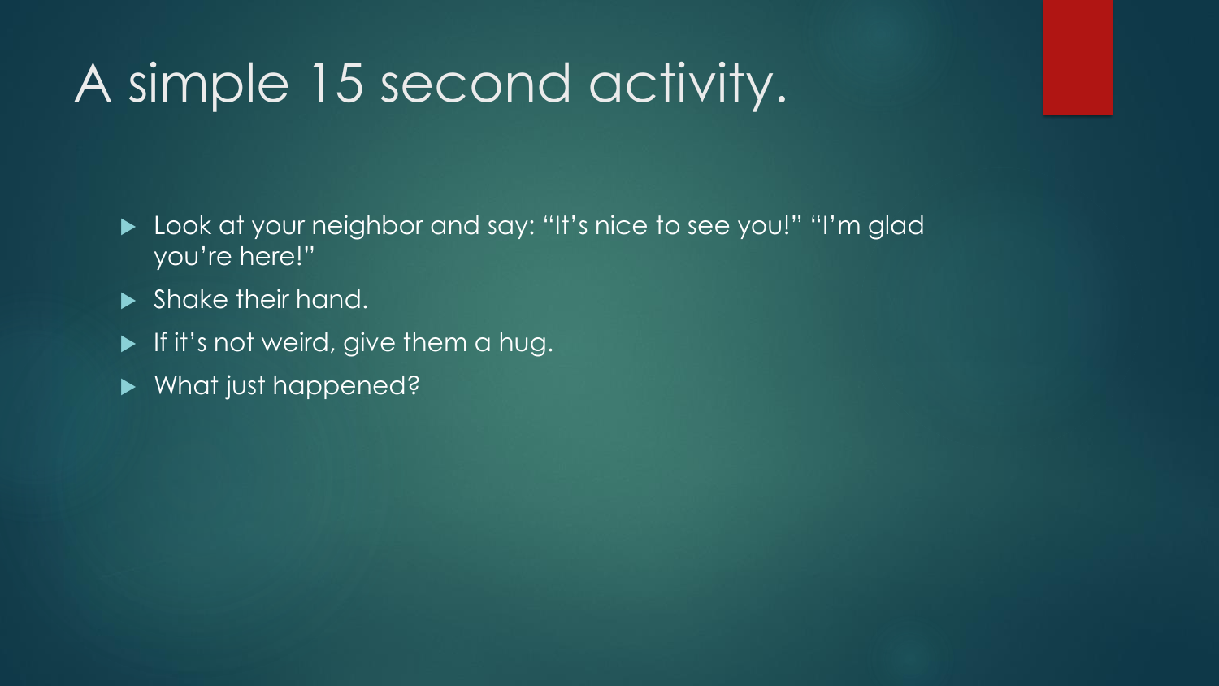# A simple 15 second activity.

- Look at your neighbor and say: "It's nice to see you!" "I'm glad you're here!"
- Shake their hand.
- If it's not weird, give them a hug.
- What just happened?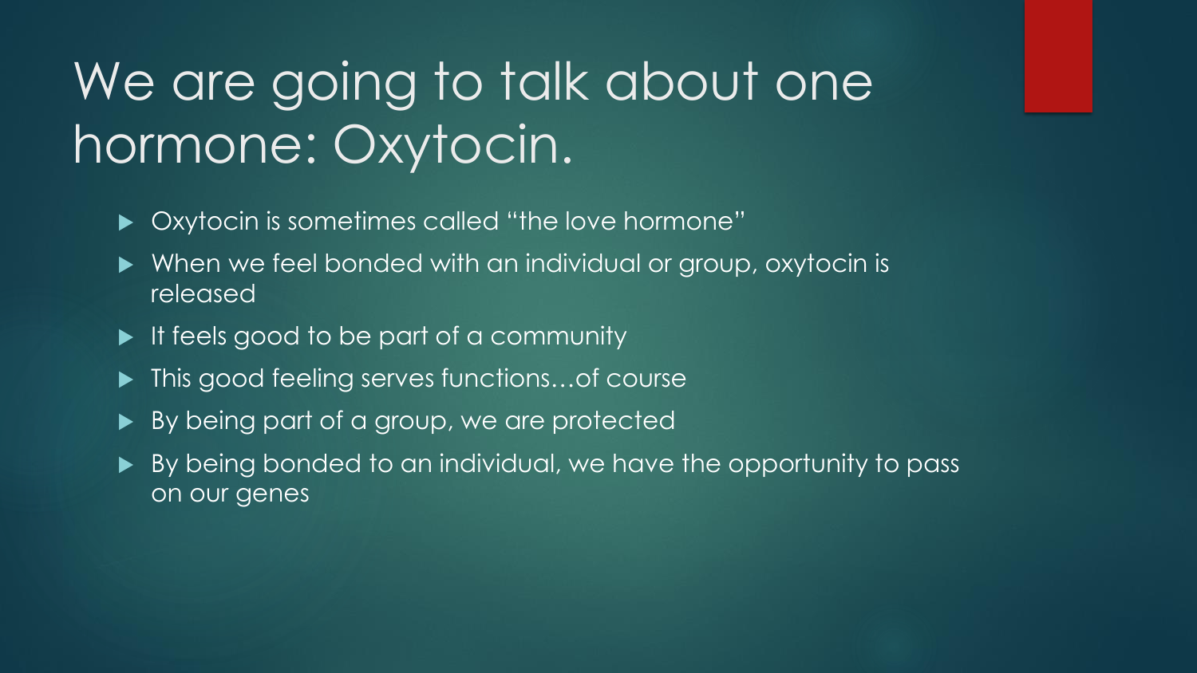# We are going to talk about one hormone: Oxytocin.

- Oxytocin is sometimes called "the love hormone"
- When we feel bonded with an individual or group, oxytocin is released
- It feels good to be part of a community
- This good feeling serves functions…of course
- By being part of a group, we are protected
- By being bonded to an individual, we have the opportunity to pass on our genes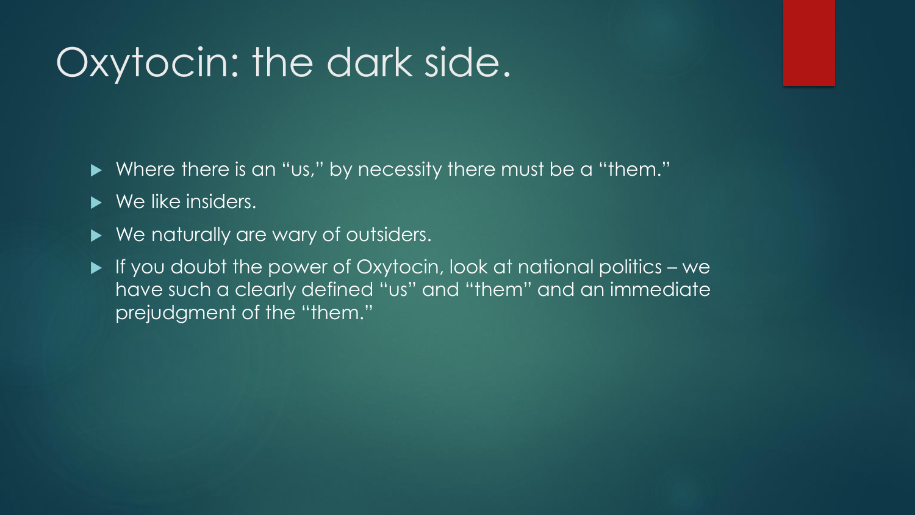# Oxytocin: the dark side.

- Where there is an "us," by necessity there must be a "them."
- We like insiders.
- We naturally are wary of outsiders.
- If you doubt the power of Oxytocin, look at national politics – we have such a clearly defined "us" and "them" and an immediate prejudgment of the "them."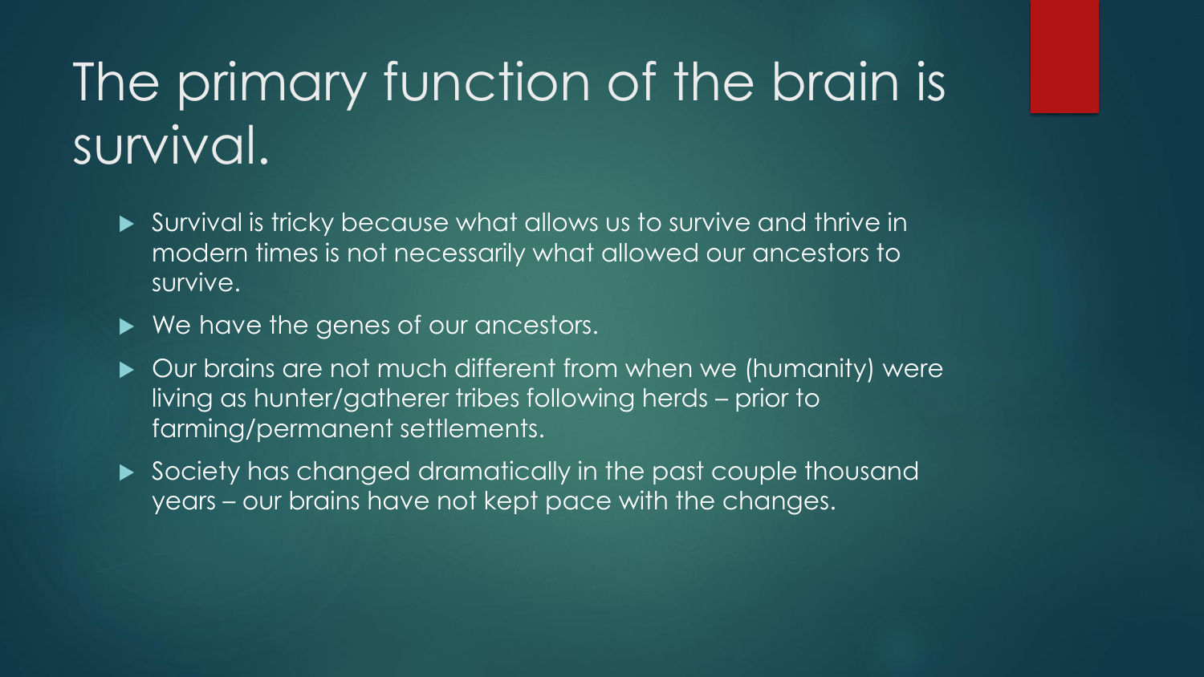# The primary function of the brain is survival.

- Survival is tricky because what allows us to survive and thrive in modern times is not necessarily what allowed our ancestors to survive.
- We have the genes of our ancestors.
- Our brains are not much different from when we (humanity) were living as hunter/gatherer tribes following herds – prior to farming/permanent settlements.
- Society has changed dramatically in the past couple thousand years – our brains have not kept pace with the changes.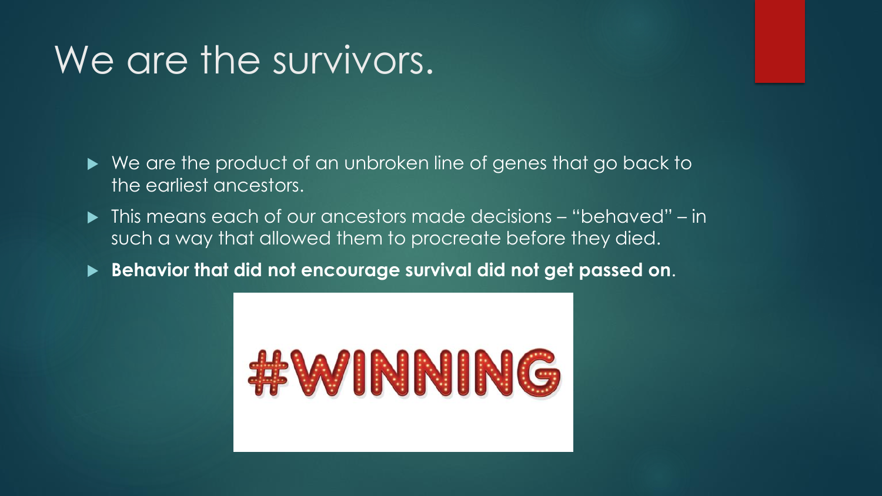# We are the survivors.

- We are the product of an unbroken line of genes that go back to the earliest ancestors.
- This means each of our ancestors made decisions – "behaved" – in such a way that allowed them to procreate before they died.
- **Behavior that did not encourage survival did not get passed on**.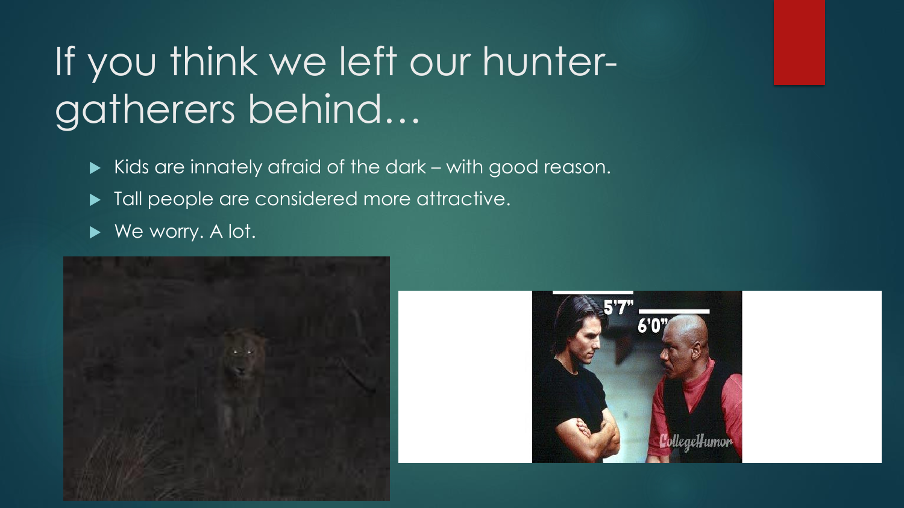# If you think we left our hunter-gatherers behind…

- Kids are innately afraid of the dark – with good reason.
- Tall people are considered more attractive.
- We worry. A lot.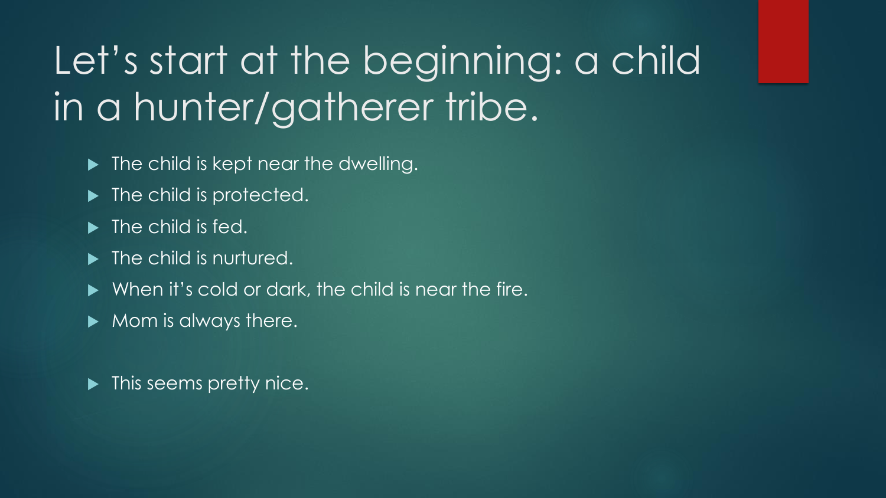# Let's start at the beginning: a child in a hunter/gatherer tribe.

- The child is kept near the dwelling.
- The child is protected.
- The child is fed.
- The child is nurtured.
- When it's cold or dark, the child is near the fire.
- Mom is always there.

- This seems pretty nice.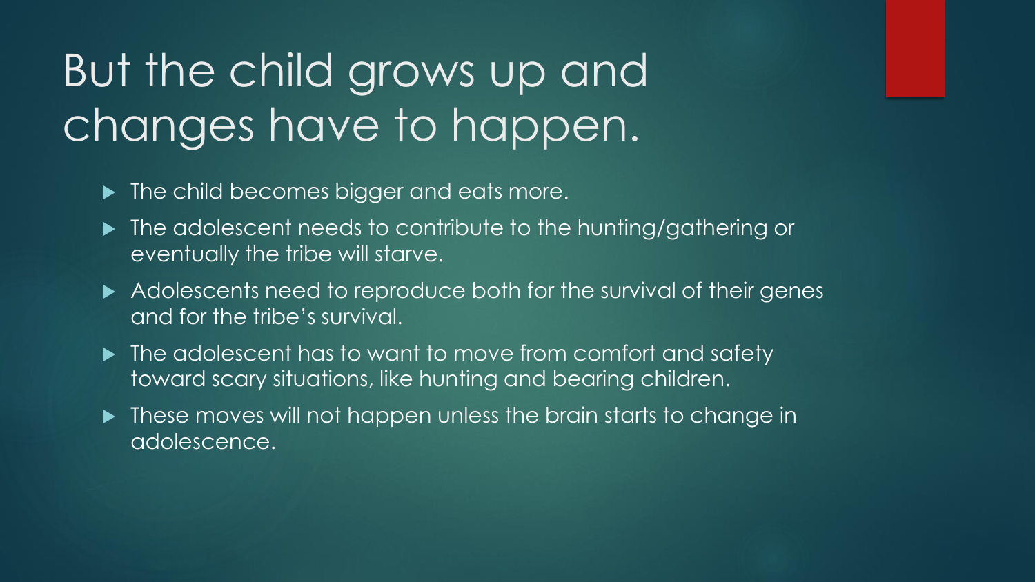# But the child grows up and changes have to happen.

- The child becomes bigger and eats more.
- The adolescent needs to contribute to the hunting/gathering or eventually the tribe will starve.
- Adolescents need to reproduce both for the survival of their genes and for the tribe's survival.
- The adolescent has to want to move from comfort and safety toward scary situations, like hunting and bearing children.
- These moves will not happen unless the brain starts to change in adolescence.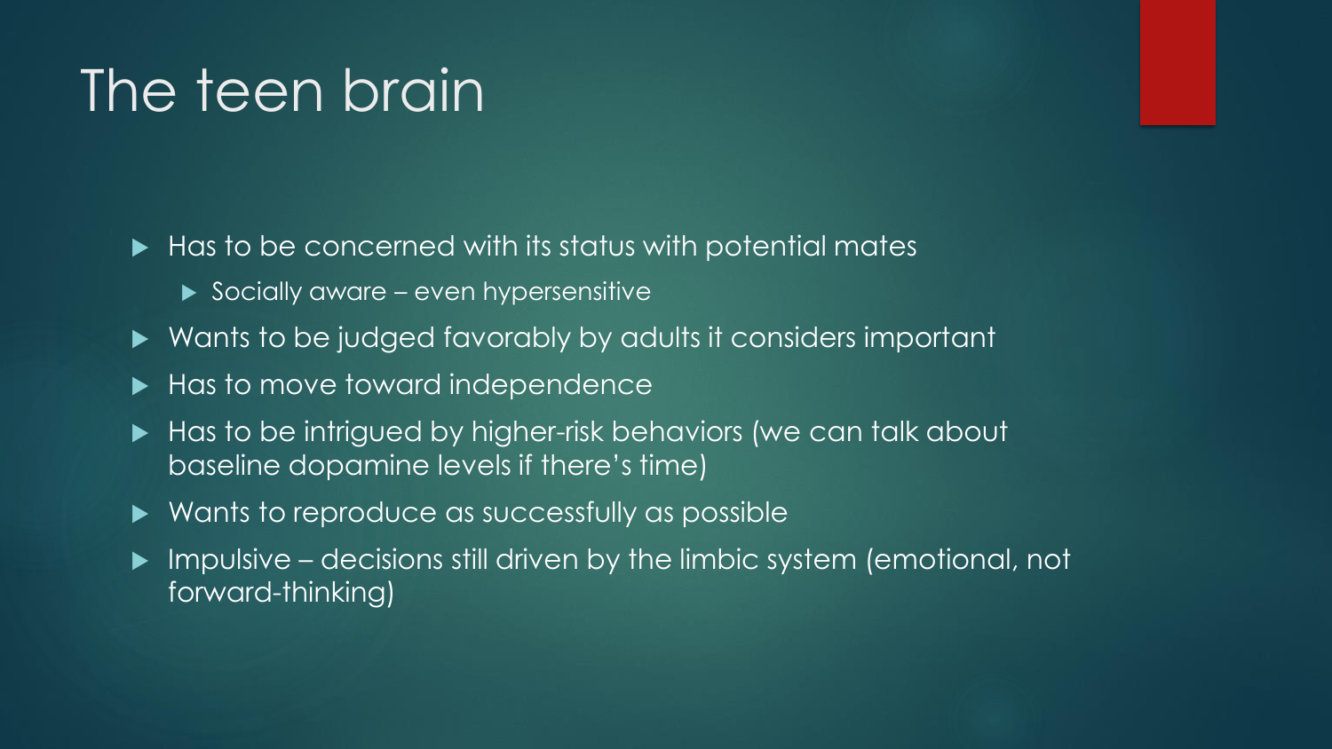# The teen brain

- Has to be concerned with its status with potential mates
  - Socially aware – even hypersensitive
- Wants to be judged favorably by adults it considers important
- Has to move toward independence
- Has to be intrigued by higher-risk behaviors (we can talk about baseline dopamine levels if there's time)
- Wants to reproduce as successfully as possible
- Impulsive – decisions still driven by the limbic system (emotional, not forward-thinking)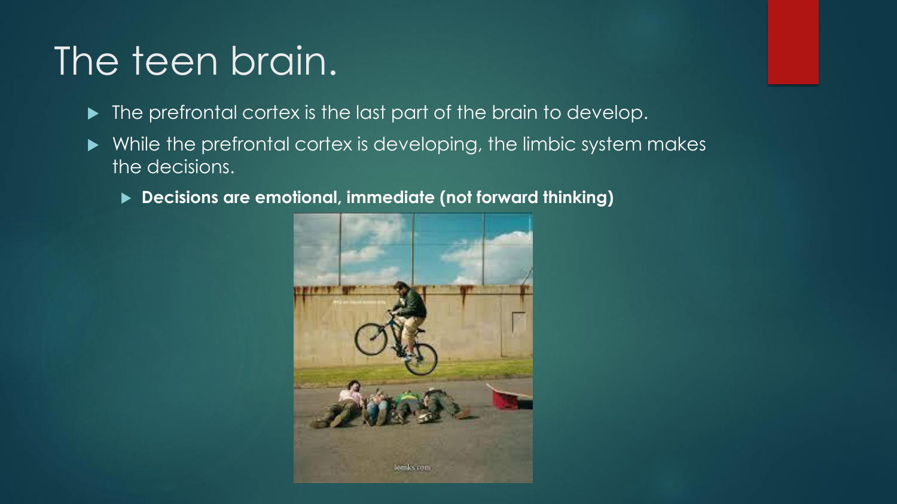# The teen brain.

- The prefrontal cortex is the last part of the brain to develop.
- While the prefrontal cortex is developing, the limbic system makes the decisions.
  - **Decisions are emotional, immediate (not forward thinking)**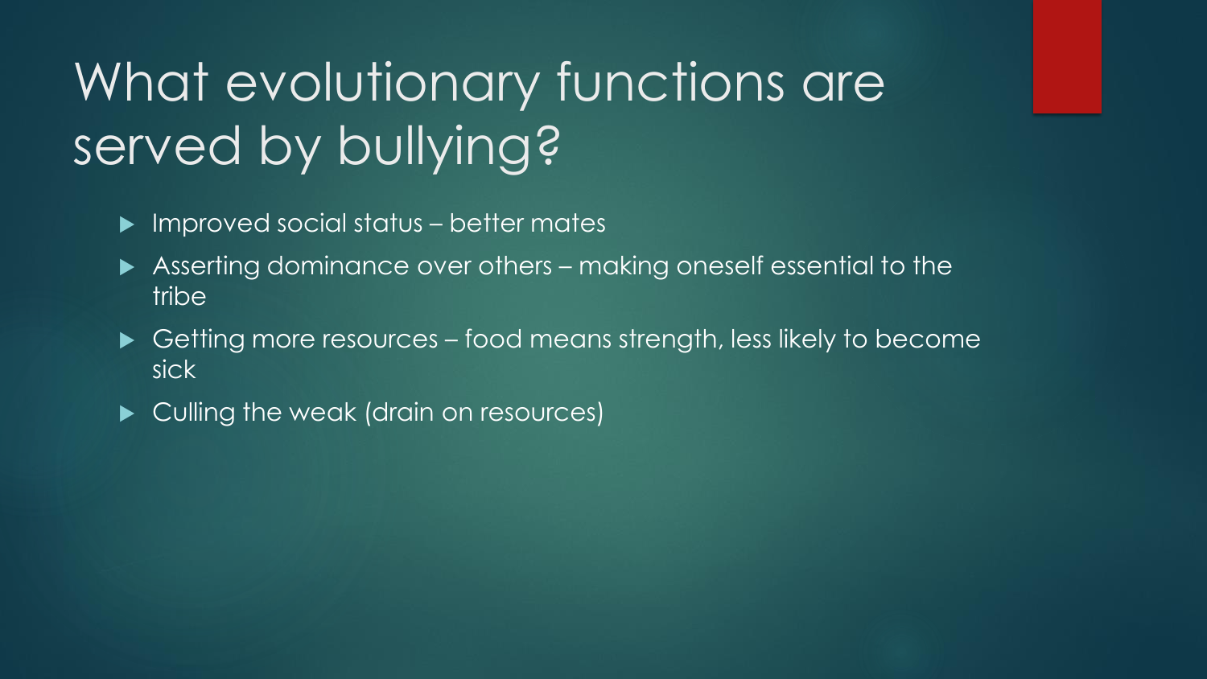# What evolutionary functions are served by bullying?

- Improved social status – better mates
- Asserting dominance over others – making oneself essential to the tribe
- Getting more resources – food means strength, less likely to become sick
- Culling the weak (drain on resources)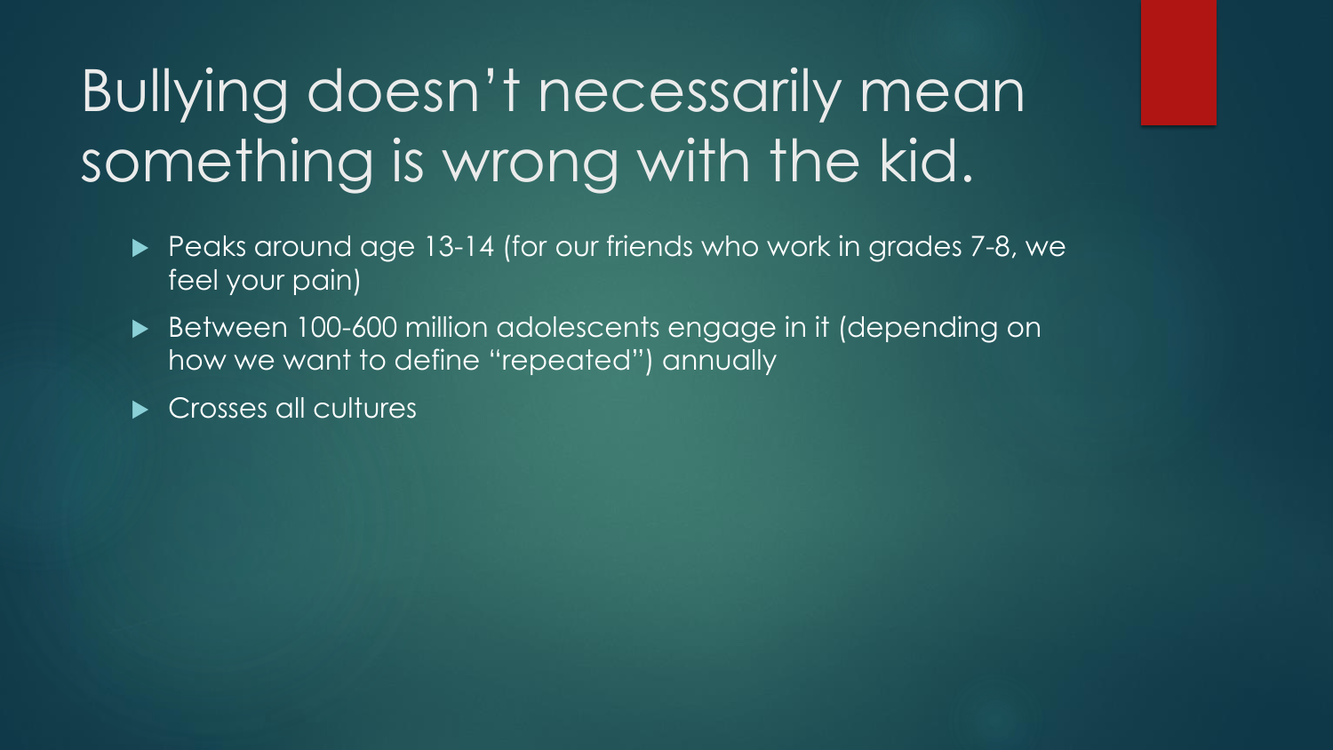# Bullying doesn't necessarily mean something is wrong with the kid.

- Peaks around age 13-14 (for our friends who work in grades 7-8, we feel your pain)
- Between 100-600 million adolescents engage in it (depending on how we want to define "repeated") annually
- Crosses all cultures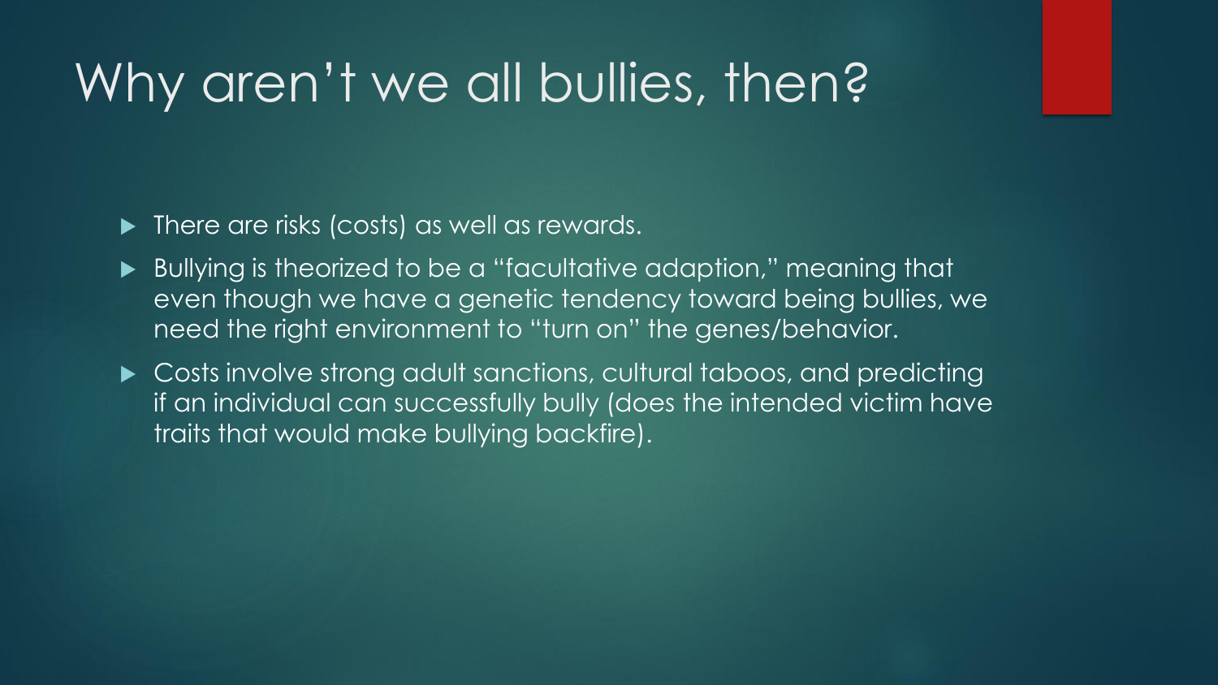# Why aren't we all bullies, then?

- There are risks (costs) as well as rewards.
- Bullying is theorized to be a "facultative adaption," meaning that even though we have a genetic tendency toward being bullies, we need the right environment to "turn on" the genes/behavior.
- Costs involve strong adult sanctions, cultural taboos, and predicting if an individual can successfully bully (does the intended victim have traits that would make bullying backfire).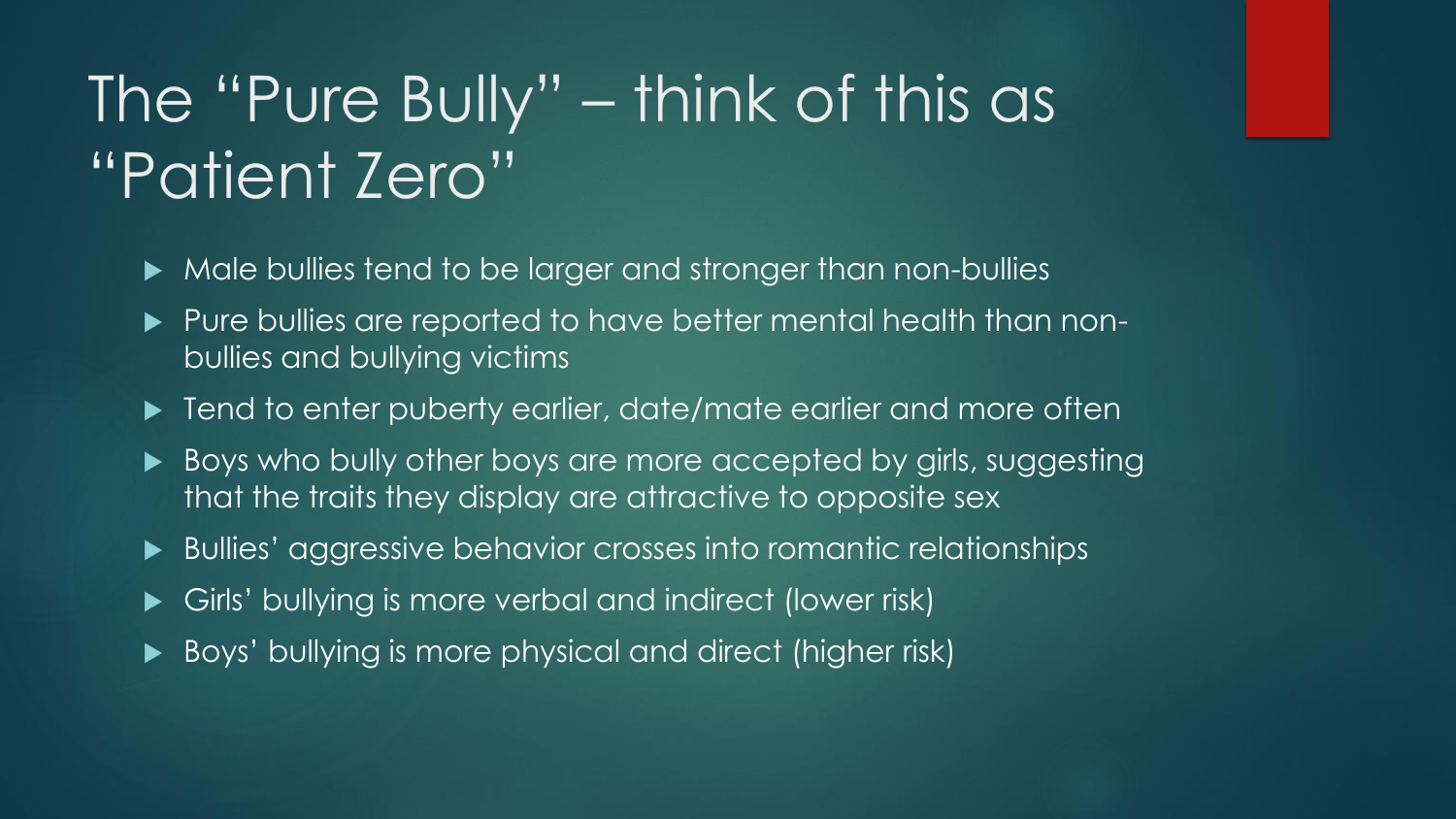# The "Pure Bully" – think of this as "Patient Zero"

- Male bullies tend to be larger and stronger than non-bullies
- Pure bullies are reported to have better mental health than non-bullies and bullying victims
- Tend to enter puberty earlier, date/mate earlier and more often
- Boys who bully other boys are more accepted by girls, suggesting that the traits they display are attractive to opposite sex
- Bullies' aggressive behavior crosses into romantic relationships
- Girls' bullying is more verbal and indirect (lower risk)
- Boys' bullying is more physical and direct (higher risk)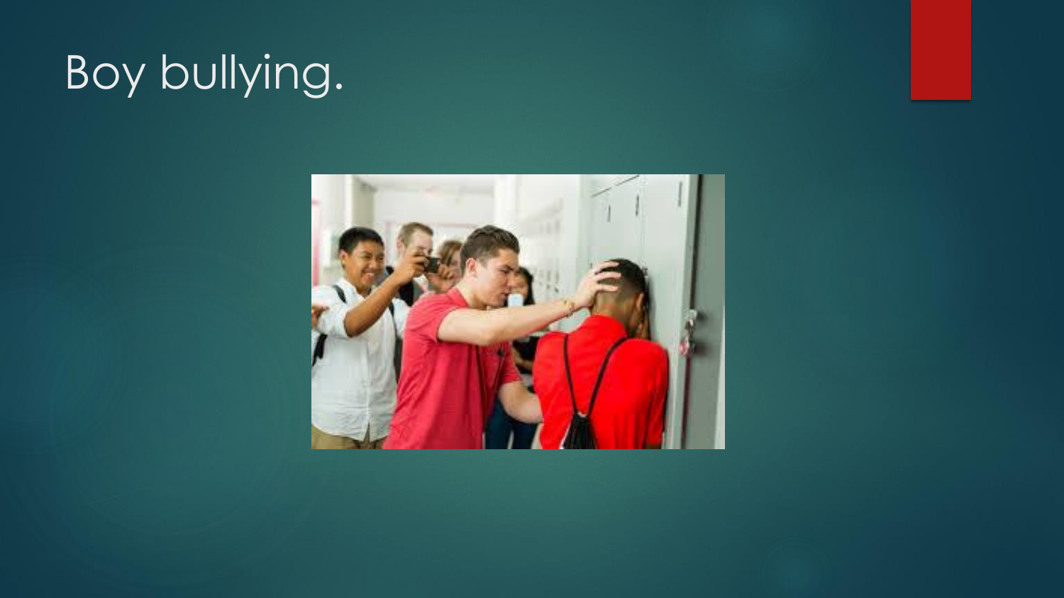# Boy bullying.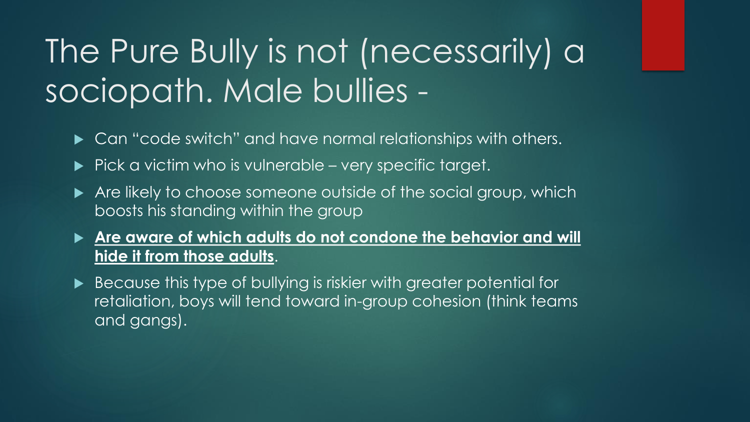# The Pure Bully is not (necessarily) a sociopath. Male bullies -

- Can "code switch" and have normal relationships with others.
- Pick a victim who is vulnerable – very specific target.
- Are likely to choose someone outside of the social group, which boosts his standing within the group
- **<u>Are aware of which adults do not condone the behavior and will hide it from those adults</u>**.
- Because this type of bullying is riskier with greater potential for retaliation, boys will tend toward in-group cohesion (think teams and gangs).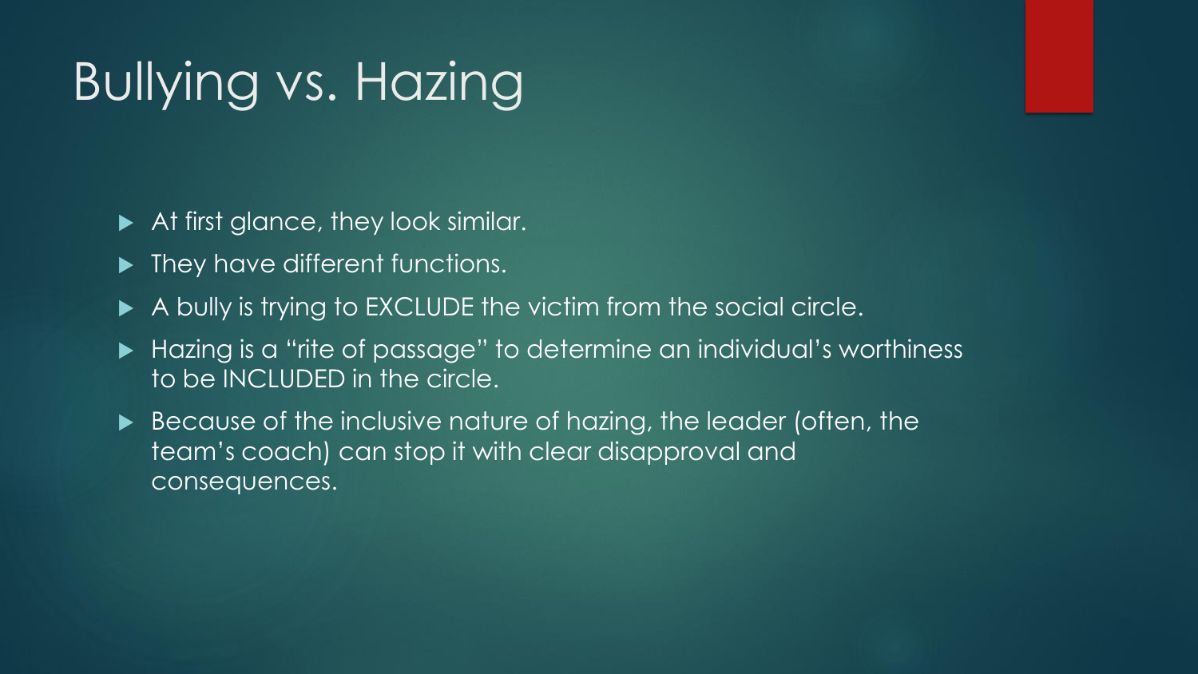# Bullying vs. Hazing

- At first glance, they look similar.
- They have different functions.
- A bully is trying to EXCLUDE the victim from the social circle.
- Hazing is a "rite of passage" to determine an individual's worthiness to be INCLUDED in the circle.
- Because of the inclusive nature of hazing, the leader (often, the team's coach) can stop it with clear disapproval and consequences.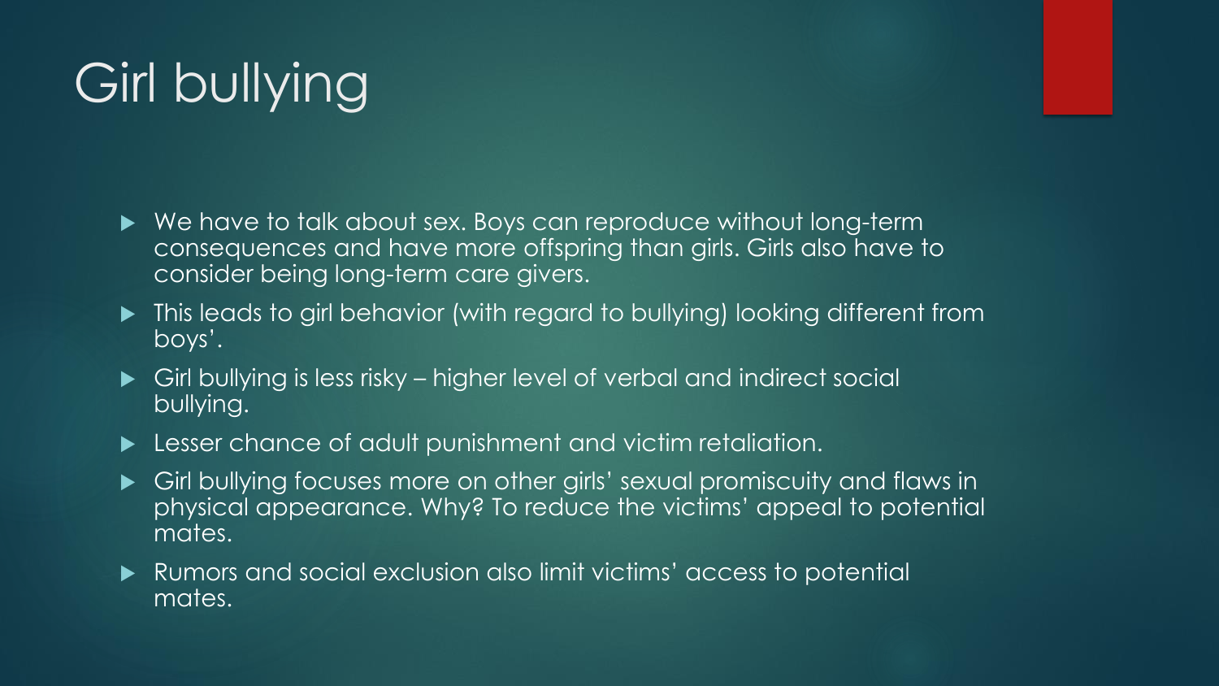# Girl bullying

- We have to talk about sex. Boys can reproduce without long-term consequences and have more offspring than girls. Girls also have to consider being long-term care givers.
- This leads to girl behavior (with regard to bullying) looking different from boys'.
- Girl bullying is less risky – higher level of verbal and indirect social bullying.
- Lesser chance of adult punishment and victim retaliation.
- Girl bullying focuses more on other girls' sexual promiscuity and flaws in physical appearance. Why? To reduce the victims' appeal to potential mates.
- Rumors and social exclusion also limit victims' access to potential mates.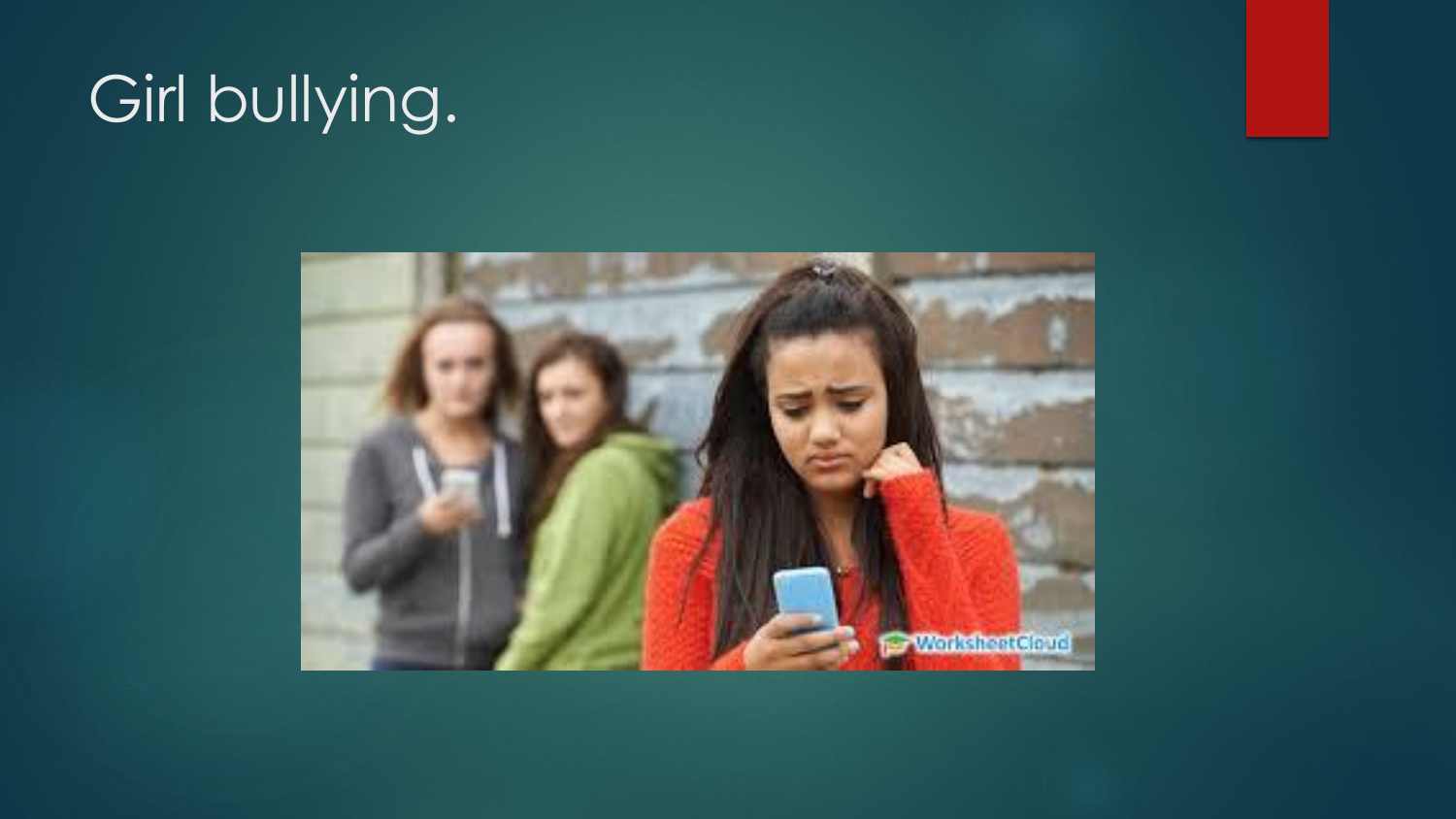# Girl bullying.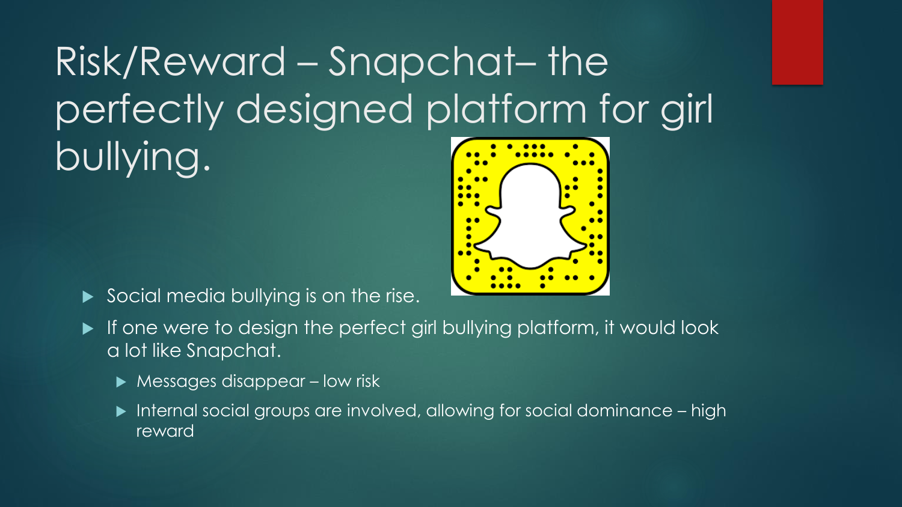# Risk/Reward – Snapchat– the perfectly designed platform for girl bullying.

- Social media bullying is on the rise.
- If one were to design the perfect girl bullying platform, it would look a lot like Snapchat.
  - Messages disappear – low risk
  - Internal social groups are involved, allowing for social dominance – high reward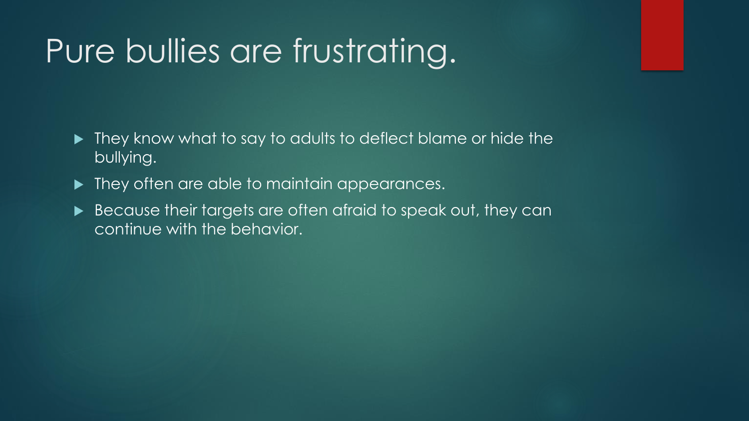# Pure bullies are frustrating.

- They know what to say to adults to deflect blame or hide the bullying.
- They often are able to maintain appearances.
- Because their targets are often afraid to speak out, they can continue with the behavior.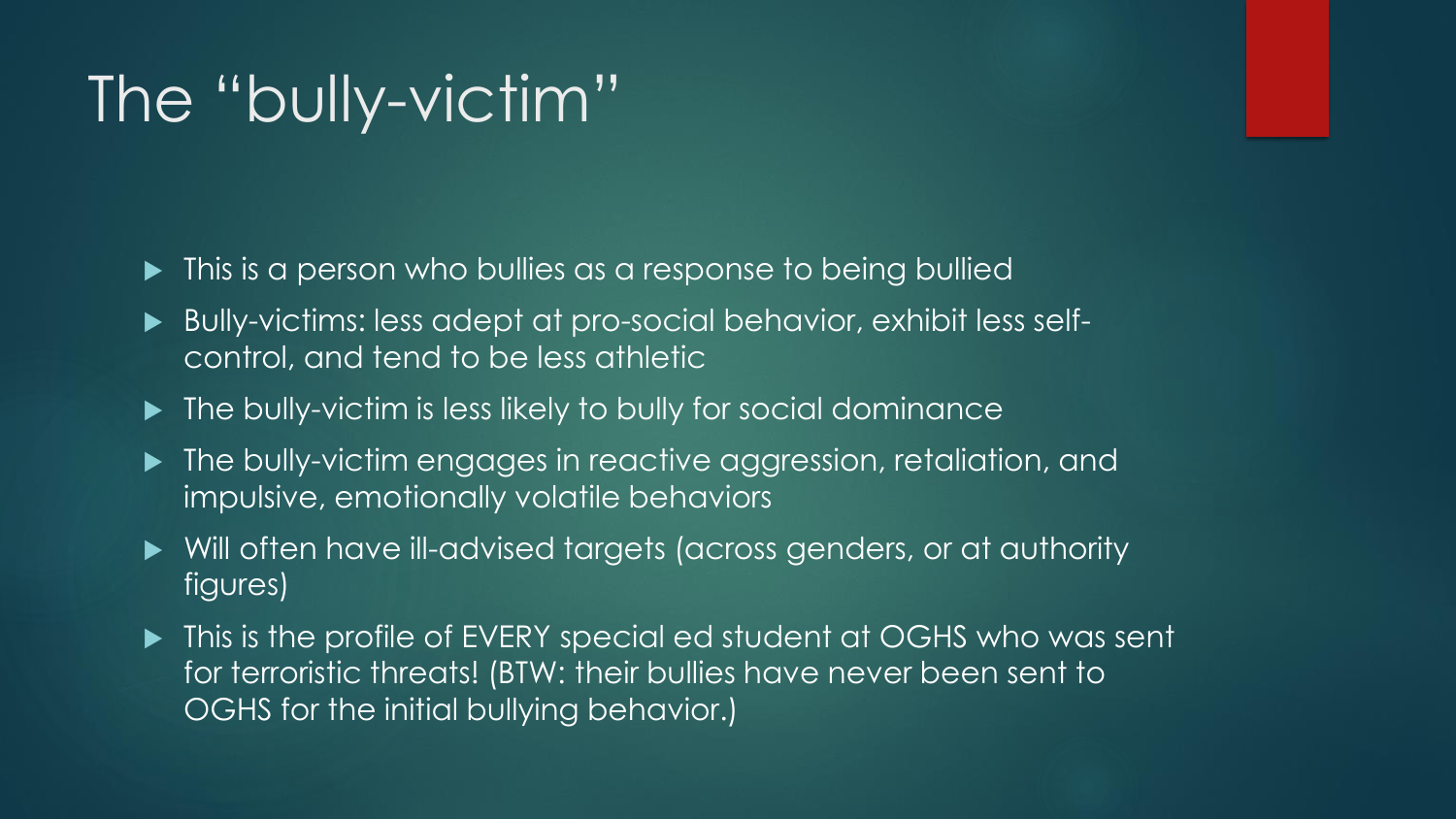# The "bully-victim"

- This is a person who bullies as a response to being bullied
- Bully-victims: less adept at pro-social behavior, exhibit less self-control, and tend to be less athletic
- The bully-victim is less likely to bully for social dominance
- The bully-victim engages in reactive aggression, retaliation, and impulsive, emotionally volatile behaviors
- Will often have ill-advised targets (across genders, or at authority figures)
- This is the profile of EVERY special ed student at OGHS who was sent for terroristic threats! (BTW: their bullies have never been sent to OGHS for the initial bullying behavior.)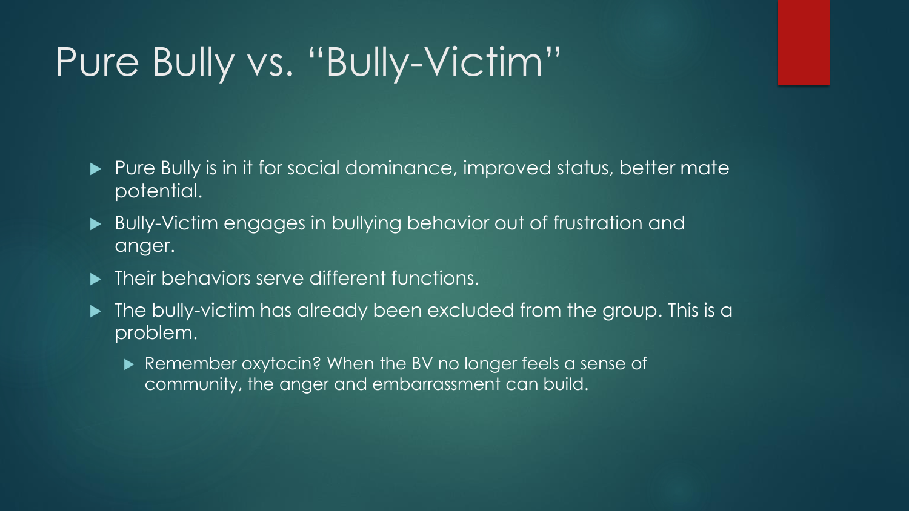# Pure Bully vs. "Bully-Victim"

- Pure Bully is in it for social dominance, improved status, better mate potential.
- Bully-Victim engages in bullying behavior out of frustration and anger.
- Their behaviors serve different functions.
- The bully-victim has already been excluded from the group. This is a problem.
  - Remember oxytocin? When the BV no longer feels a sense of community, the anger and embarrassment can build.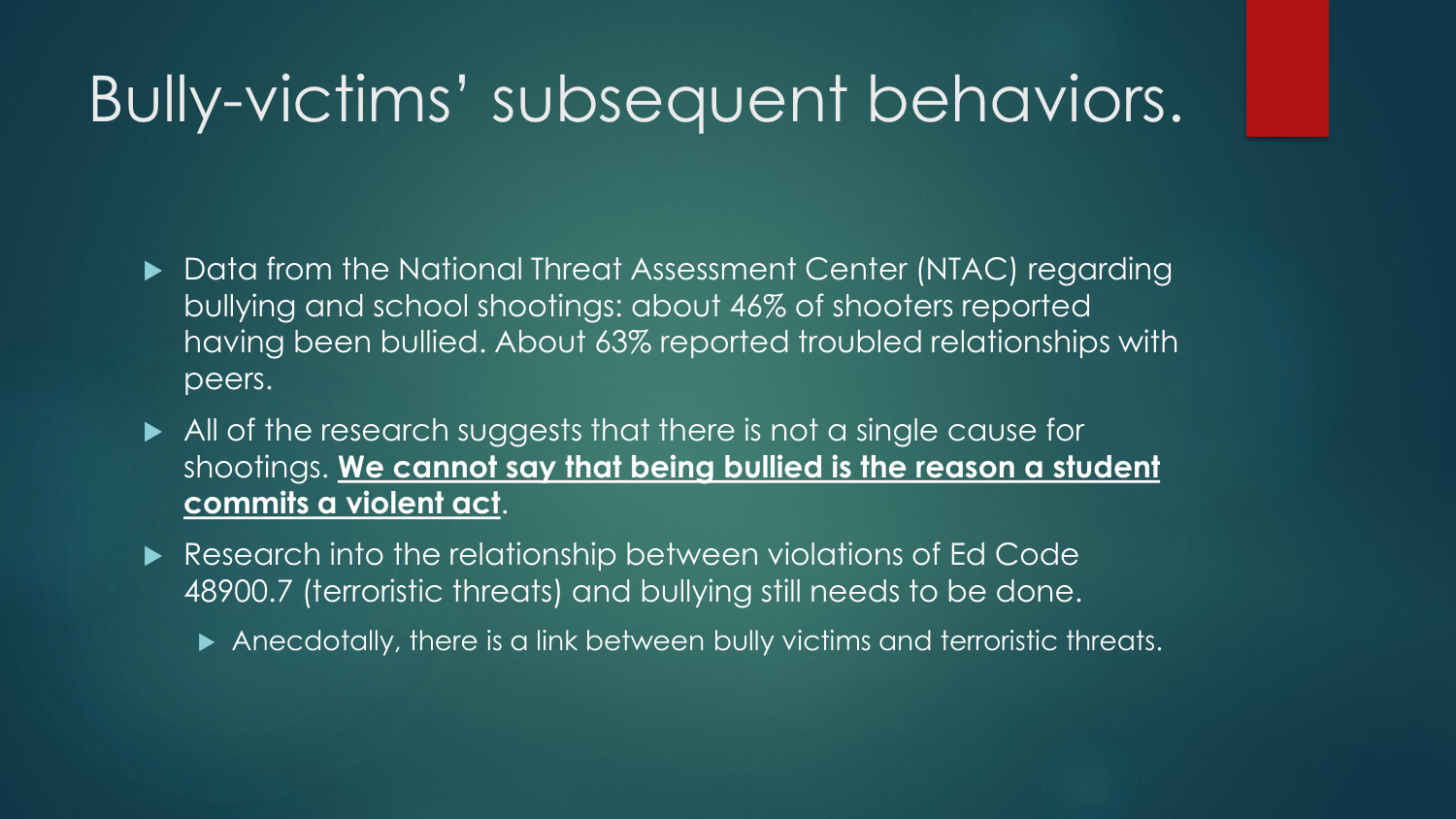# Bully-victims' subsequent behaviors.

- Data from the National Threat Assessment Center (NTAC) regarding bullying and school shootings: about 46% of shooters reported having been bullied. About 63% reported troubled relationships with peers.
- All of the research suggests that there is not a single cause for shootings. **We cannot say that being bullied is the reason a student commits a violent act**.
- Research into the relationship between violations of Ed Code 48900.7 (terroristic threats) and bullying still needs to be done.
  - Anecdotally, there is a link between bully victims and terroristic threats.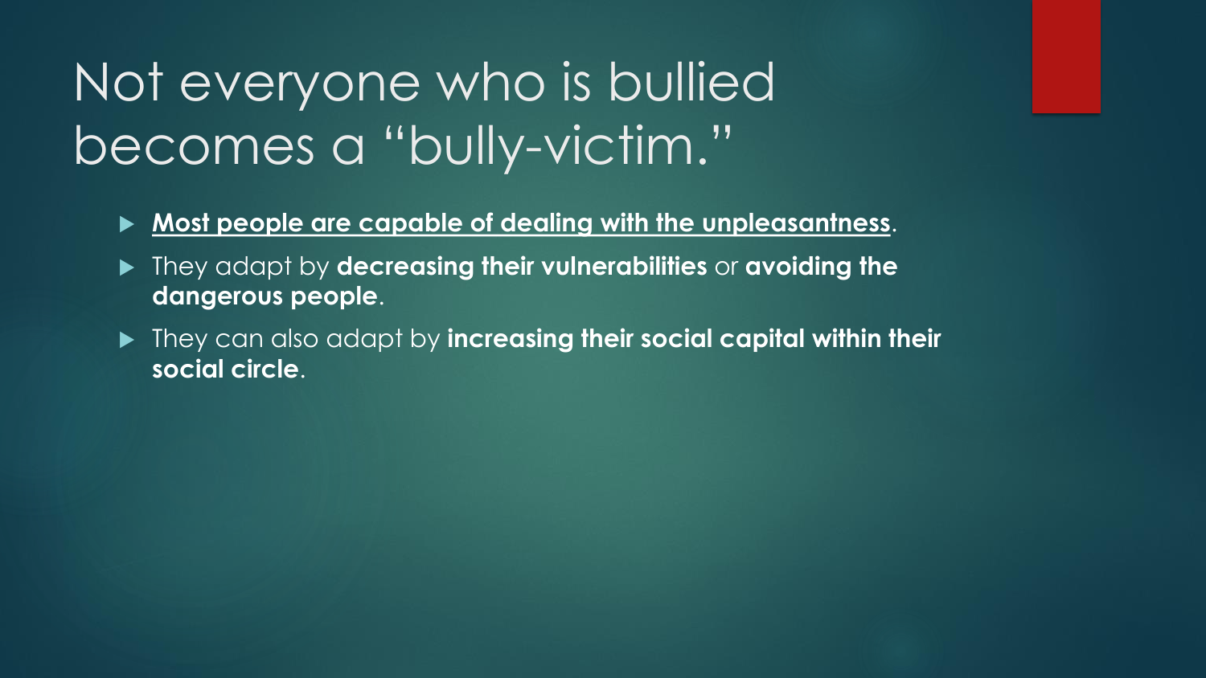# Not everyone who is bullied becomes a "bully-victim."

- **<u>Most people are capable of dealing with the unpleasantness</u>**.
- They adapt by **decreasing their vulnerabilities** or **avoiding the dangerous people**.
- They can also adapt by **increasing their social capital within their social circle**.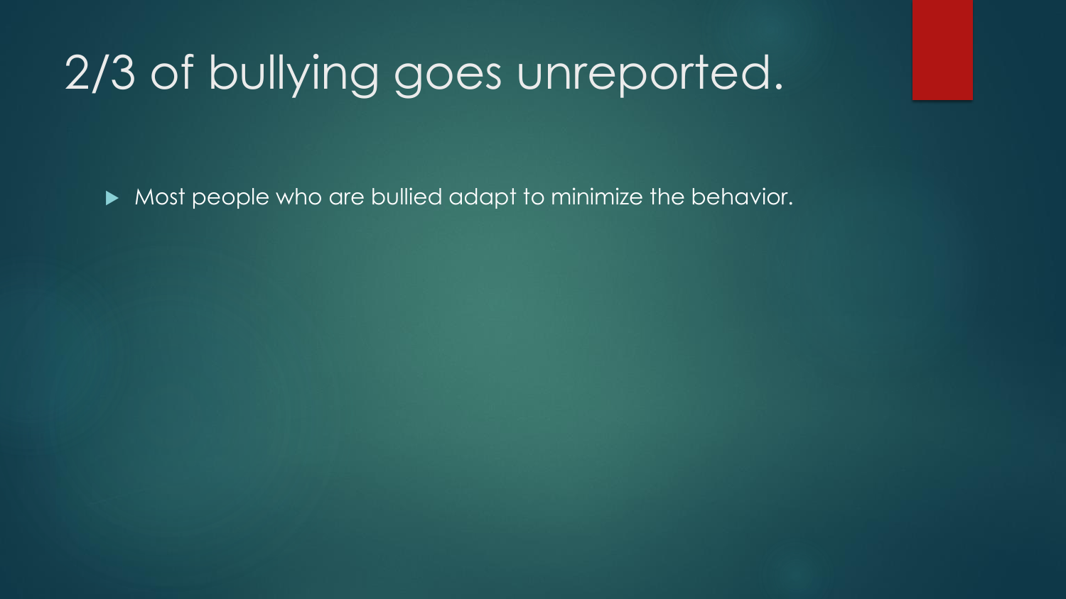# 2/3 of bullying goes unreported.

- Most people who are bullied adapt to minimize the behavior.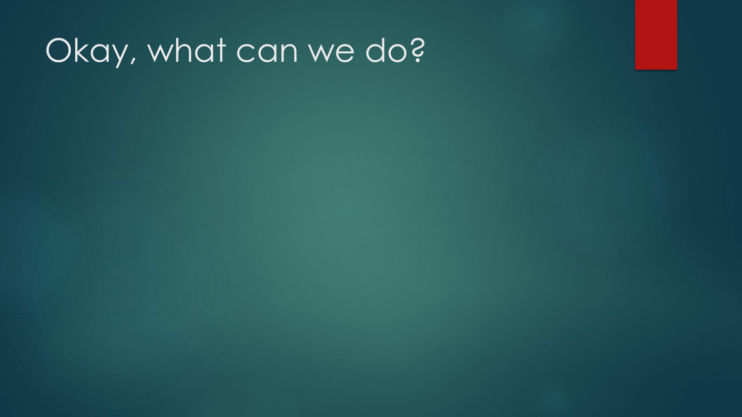# Okay, what can we do?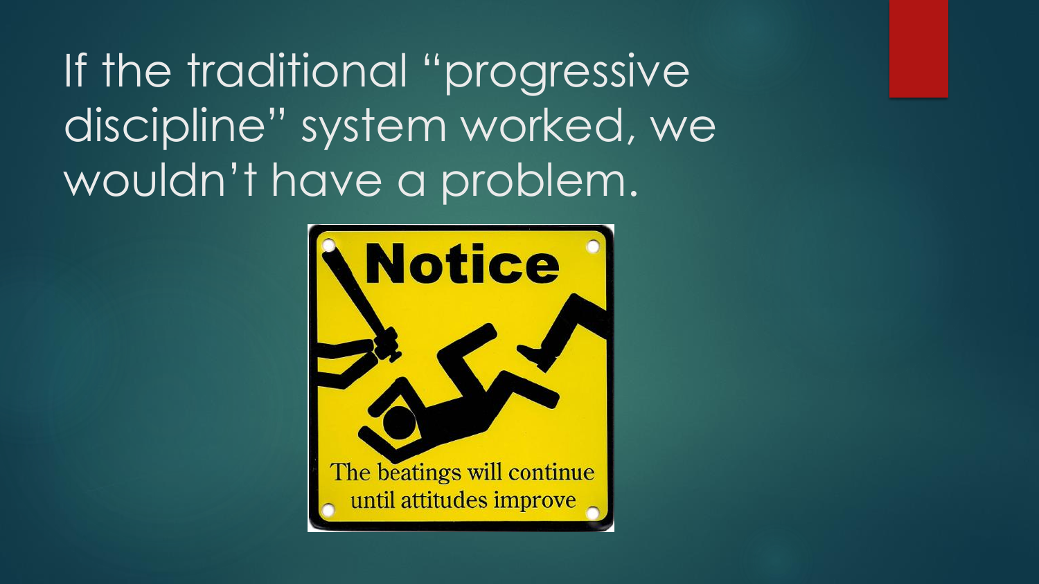# If the traditional "progressive discipline" system worked, we wouldn't have a problem.

**Notice**

The beatings will continue until attitudes improve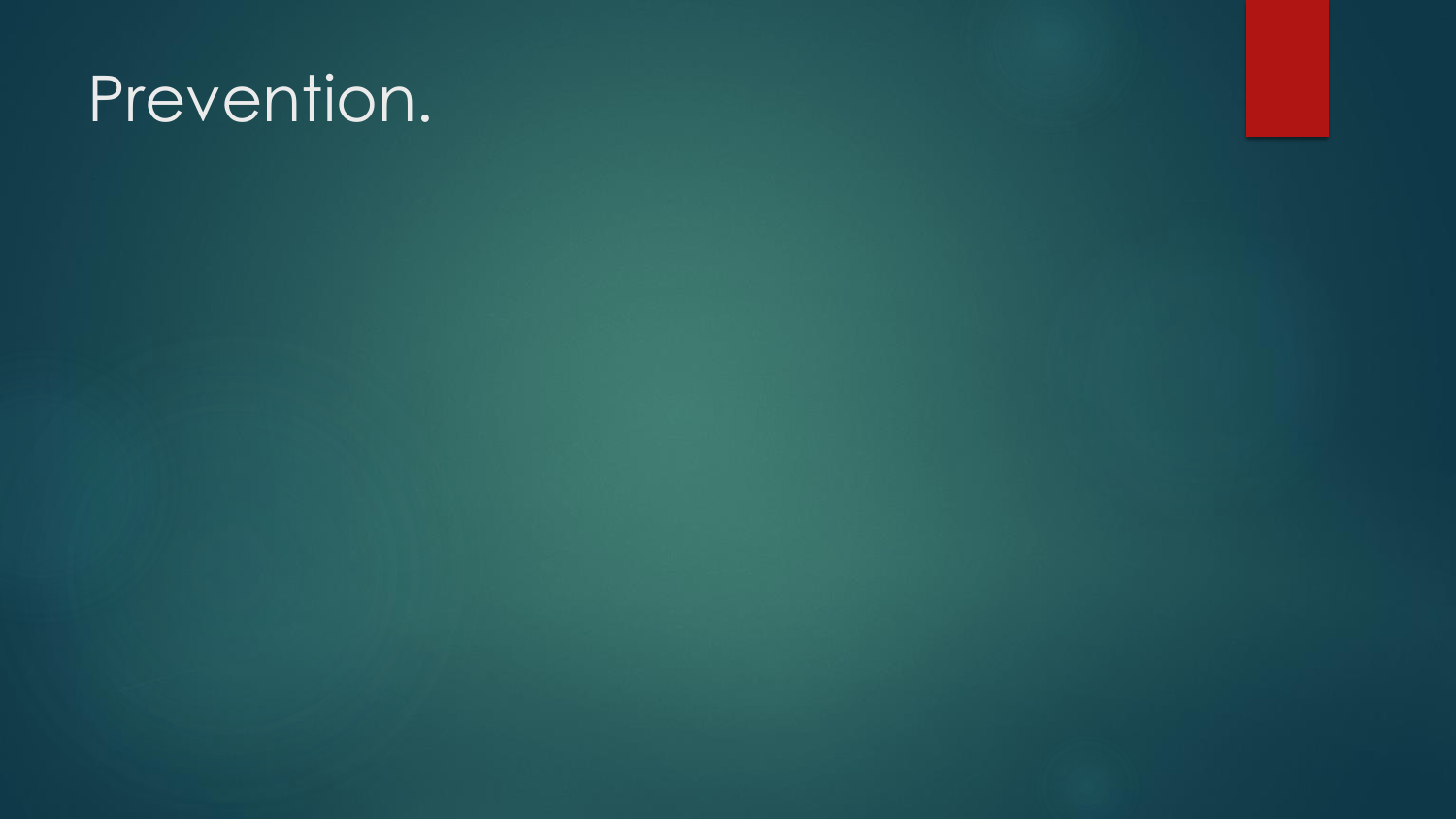# Prevention.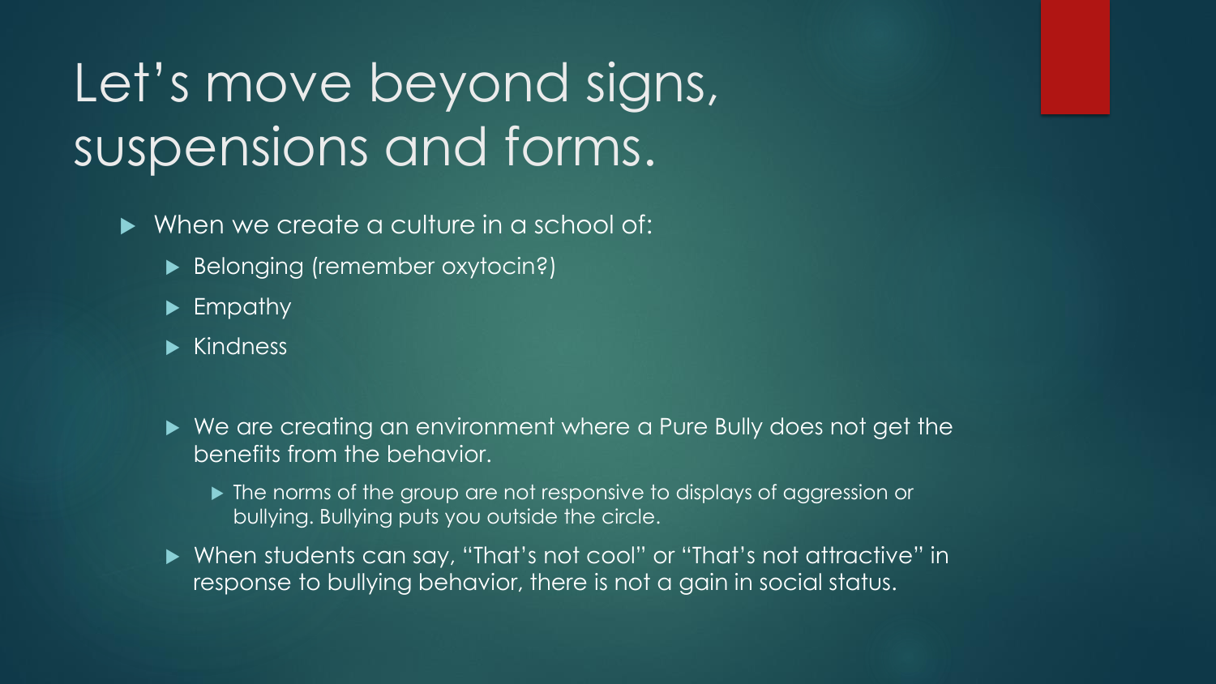# Let's move beyond signs, suspensions and forms.

- When we create a culture in a school of:
  - Belonging (remember oxytocin?)
  - Empathy
  - Kindness

  - We are creating an environment where a Pure Bully does not get the benefits from the behavior.
    - The norms of the group are not responsive to displays of aggression or bullying. Bullying puts you outside the circle.
  - When students can say, "That's not cool" or "That's not attractive" in response to bullying behavior, there is not a gain in social status.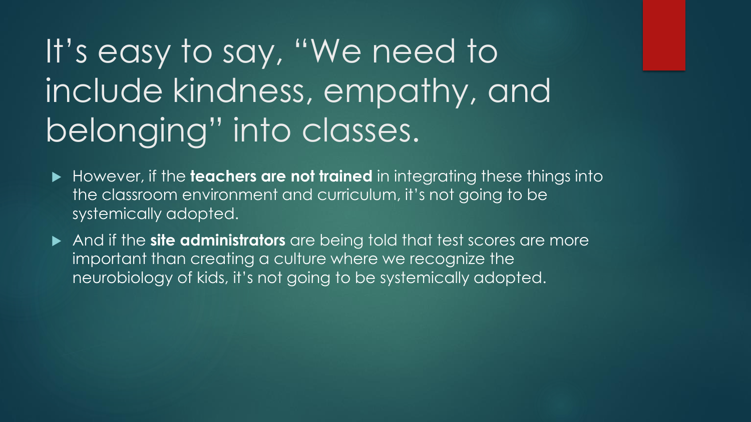# It's easy to say, "We need to include kindness, empathy, and belonging" into classes.

- However, if the **teachers are not trained** in integrating these things into the classroom environment and curriculum, it's not going to be systemically adopted.
- And if the **site administrators** are being told that test scores are more important than creating a culture where we recognize the neurobiology of kids, it's not going to be systemically adopted.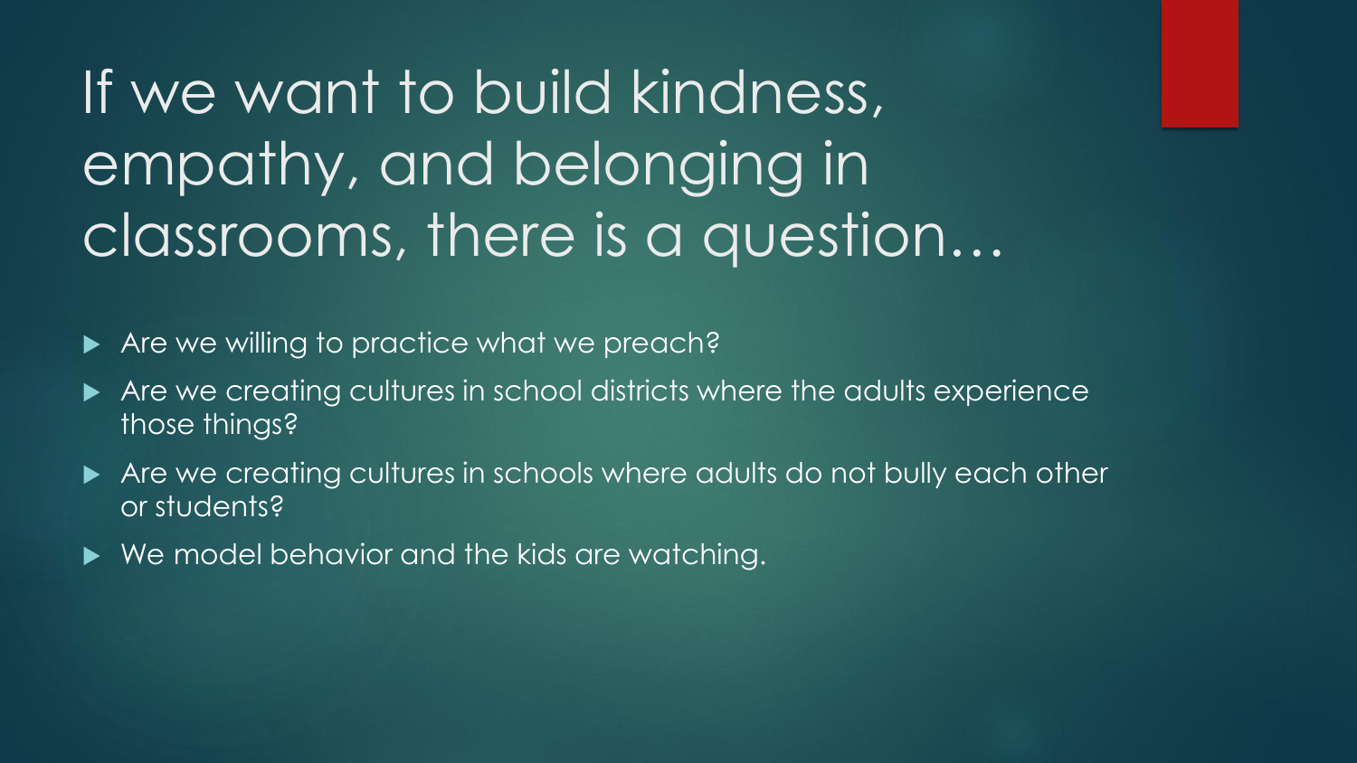# If we want to build kindness, empathy, and belonging in classrooms, there is a question…

- Are we willing to practice what we preach?
- Are we creating cultures in school districts where the adults experience those things?
- Are we creating cultures in schools where adults do not bully each other or students?
- We model behavior and the kids are watching.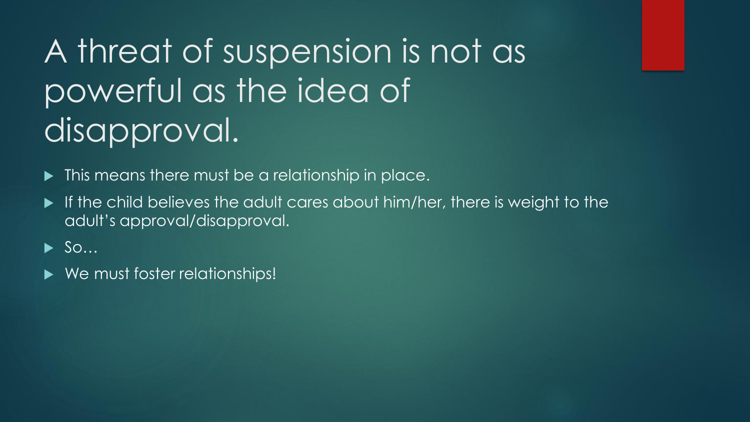# A threat of suspension is not as powerful as the idea of disapproval.

- This means there must be a relationship in place.
- If the child believes the adult cares about him/her, there is weight to the adult's approval/disapproval.
- So…
- We must foster relationships!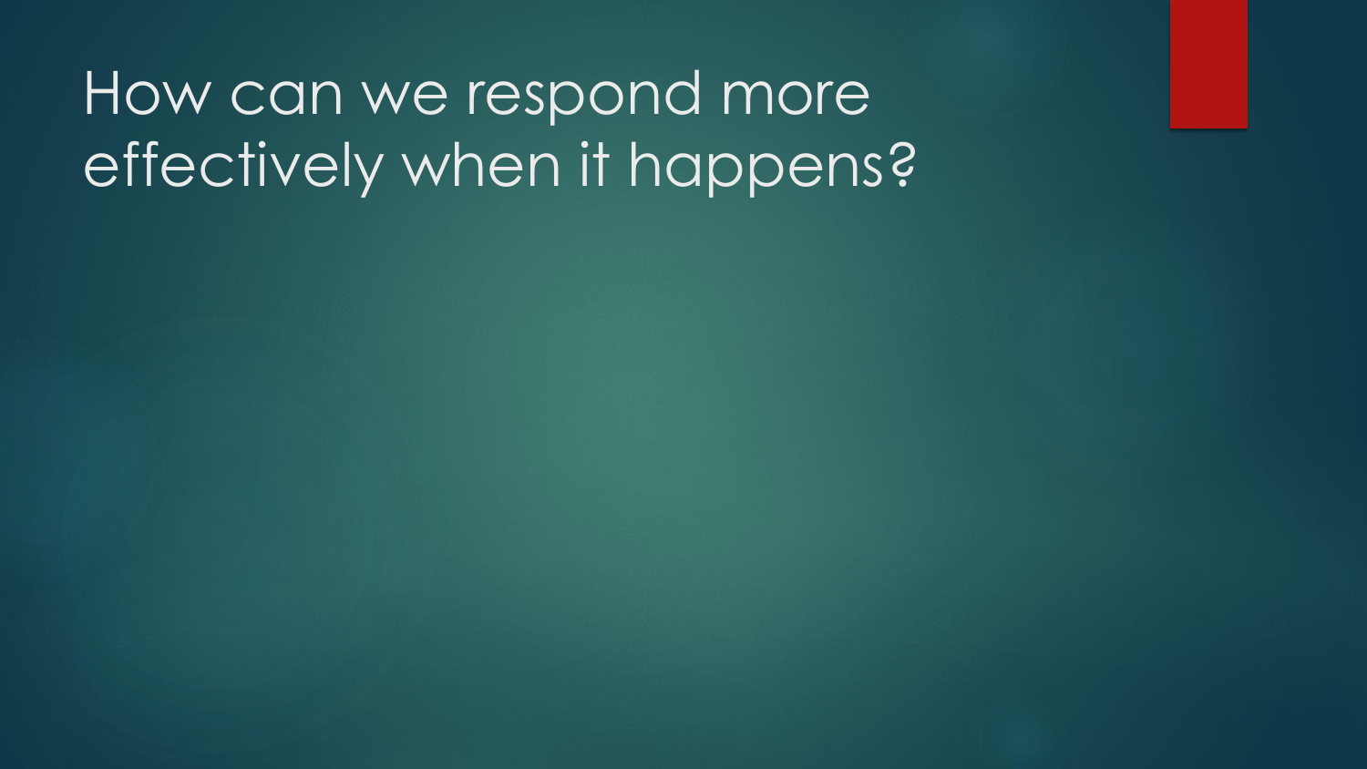# How can we respond more effectively when it happens?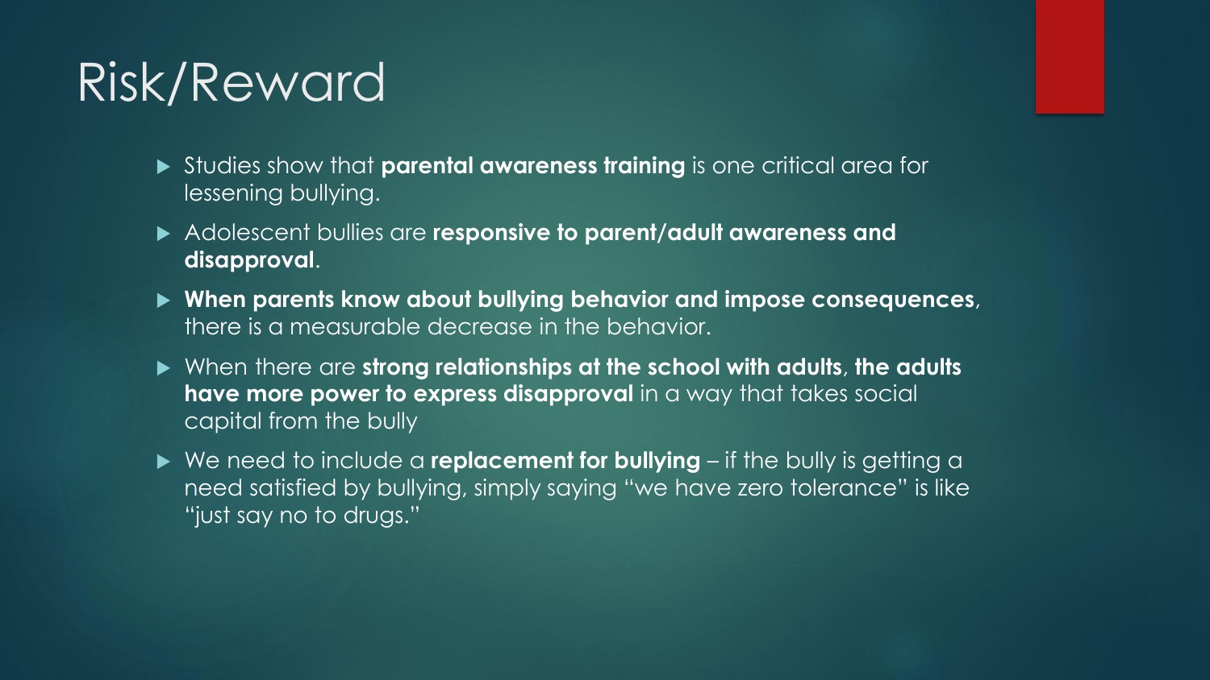# Risk/Reward

- Studies show that **parental awareness training** is one critical area for lessening bullying.
- Adolescent bullies are **responsive to parent/adult awareness and disapproval**.
- **When parents know about bullying behavior and impose consequences**, there is a measurable decrease in the behavior.
- When there are **strong relationships at the school with adults**, **the adults have more power to express disapproval** in a way that takes social capital from the bully
- We need to include a **replacement for bullying** – if the bully is getting a need satisfied by bullying, simply saying "we have zero tolerance" is like "just say no to drugs."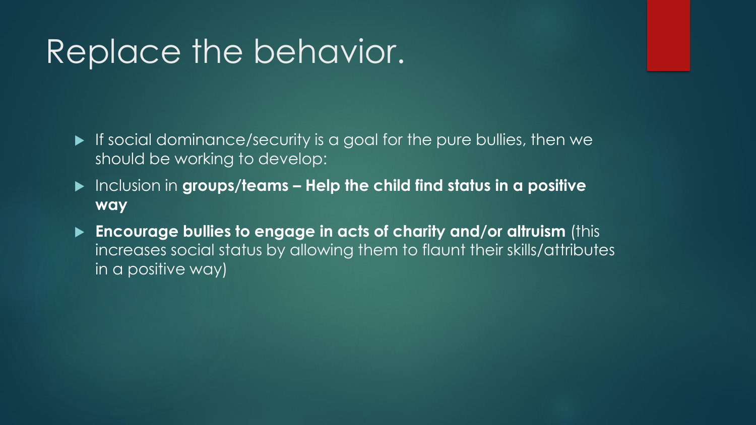# Replace the behavior.

- If social dominance/security is a goal for the pure bullies, then we should be working to develop:
- Inclusion in **groups/teams – Help the child find status in a positive way**
- **Encourage bullies to engage in acts of charity and/or altruism** (this increases social status by allowing them to flaunt their skills/attributes in a positive way)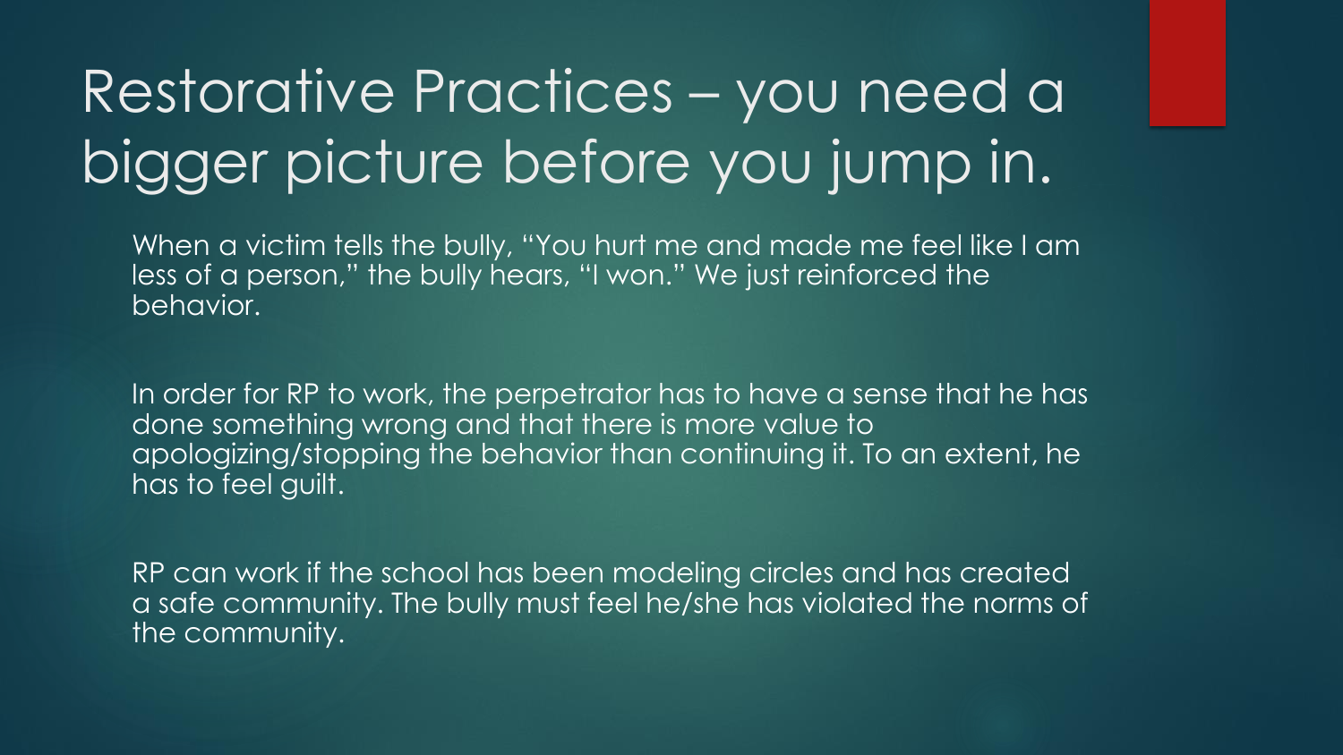# Restorative Practices – you need a bigger picture before you jump in.

When a victim tells the bully, "You hurt me and made me feel like I am less of a person," the bully hears, "I won." We just reinforced the behavior.

In order for RP to work, the perpetrator has to have a sense that he has done something wrong and that there is more value to apologizing/stopping the behavior than continuing it. To an extent, he has to feel guilt.

RP can work if the school has been modeling circles and has created a safe community. The bully must feel he/she has violated the norms of the community.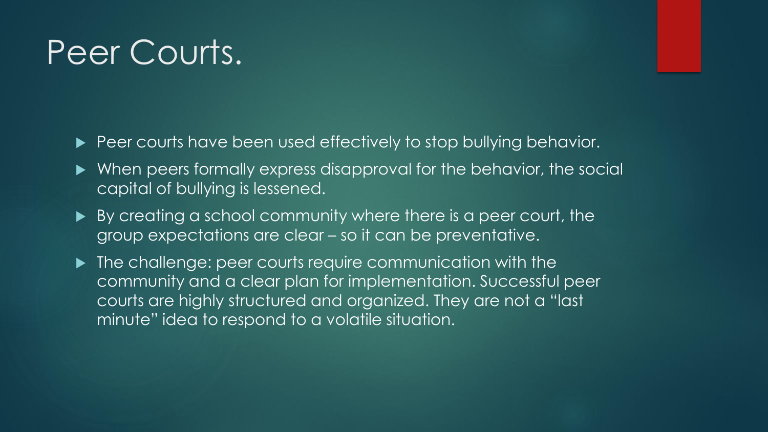# Peer Courts.

- Peer courts have been used effectively to stop bullying behavior.
- When peers formally express disapproval for the behavior, the social capital of bullying is lessened.
- By creating a school community where there is a peer court, the group expectations are clear – so it can be preventative.
- The challenge: peer courts require communication with the community and a clear plan for implementation. Successful peer courts are highly structured and organized. They are not a "last minute" idea to respond to a volatile situation.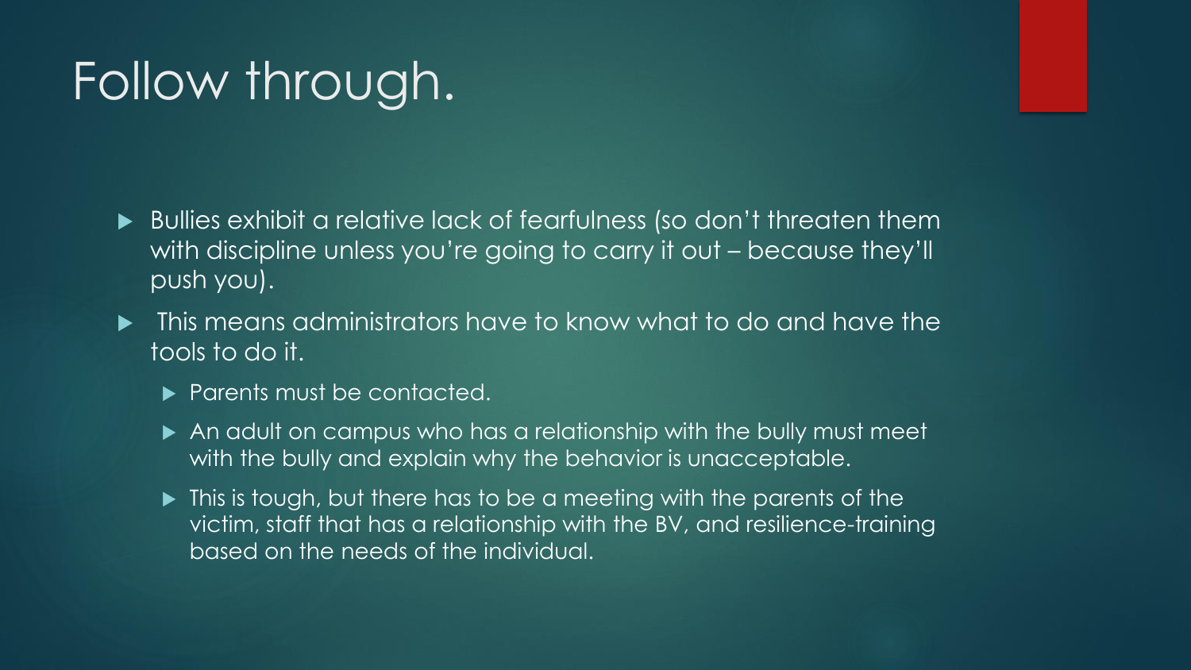# Follow through.

- Bullies exhibit a relative lack of fearfulness (so don't threaten them with discipline unless you're going to carry it out – because they'll push you).
- This means administrators have to know what to do and have the tools to do it.
  - Parents must be contacted.
  - An adult on campus who has a relationship with the bully must meet with the bully and explain why the behavior is unacceptable.
  - This is tough, but there has to be a meeting with the parents of the victim, staff that has a relationship with the BV, and resilience-training based on the needs of the individual.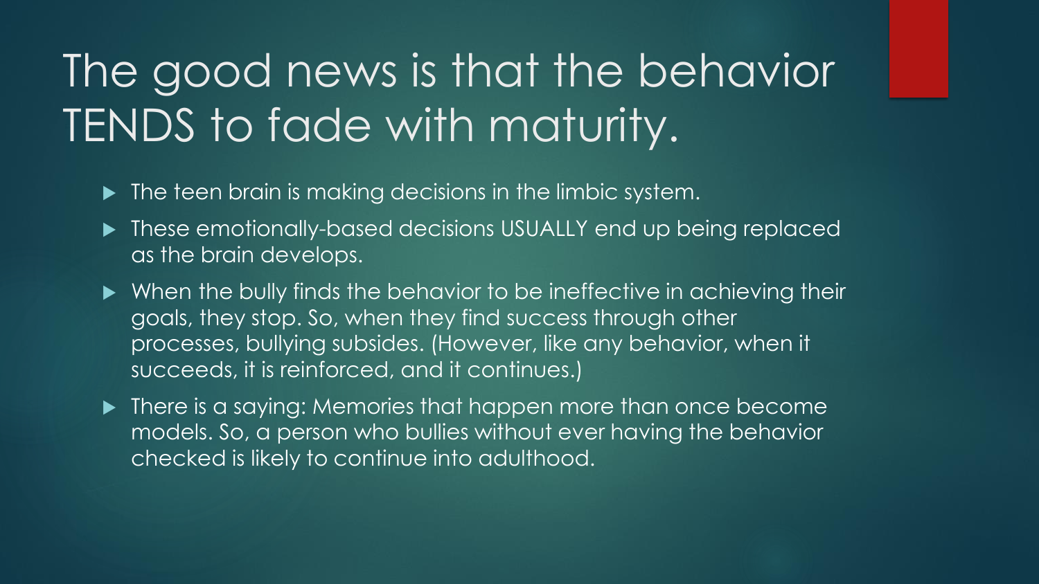# The good news is that the behavior TENDS to fade with maturity.

- The teen brain is making decisions in the limbic system.
- These emotionally-based decisions USUALLY end up being replaced as the brain develops.
- When the bully finds the behavior to be ineffective in achieving their goals, they stop. So, when they find success through other processes, bullying subsides. (However, like any behavior, when it succeeds, it is reinforced, and it continues.)
- There is a saying: Memories that happen more than once become models. So, a person who bullies without ever having the behavior checked is likely to continue into adulthood.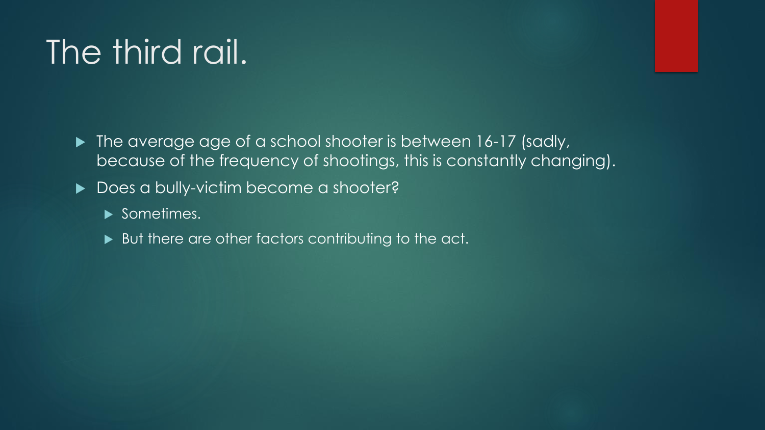# The third rail.

- The average age of a school shooter is between 16-17 (sadly, because of the frequency of shootings, this is constantly changing).
- Does a bully-victim become a shooter?
  - Sometimes.
  - But there are other factors contributing to the act.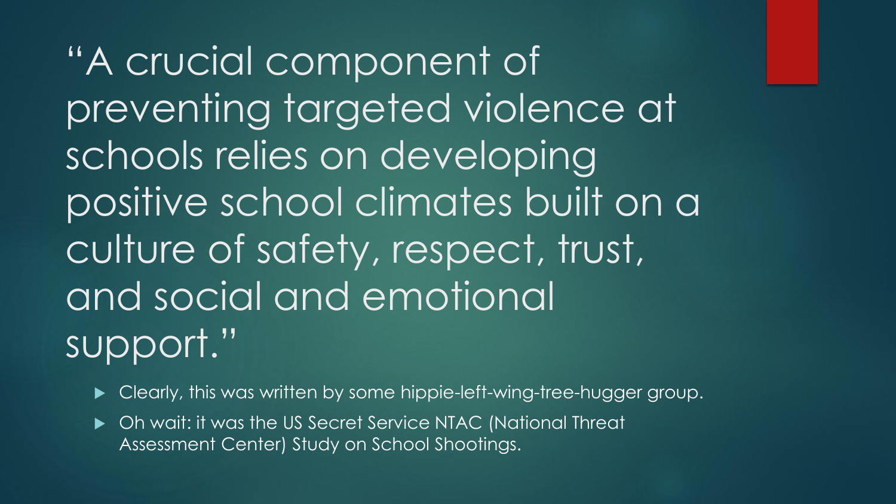"A crucial component of preventing targeted violence at schools relies on developing positive school climates built on a culture of safety, respect, trust, and social and emotional support."

- Clearly, this was written by some hippie-left-wing-tree-hugger group.
- Oh wait: it was the US Secret Service NTAC (National Threat Assessment Center) Study on School Shootings.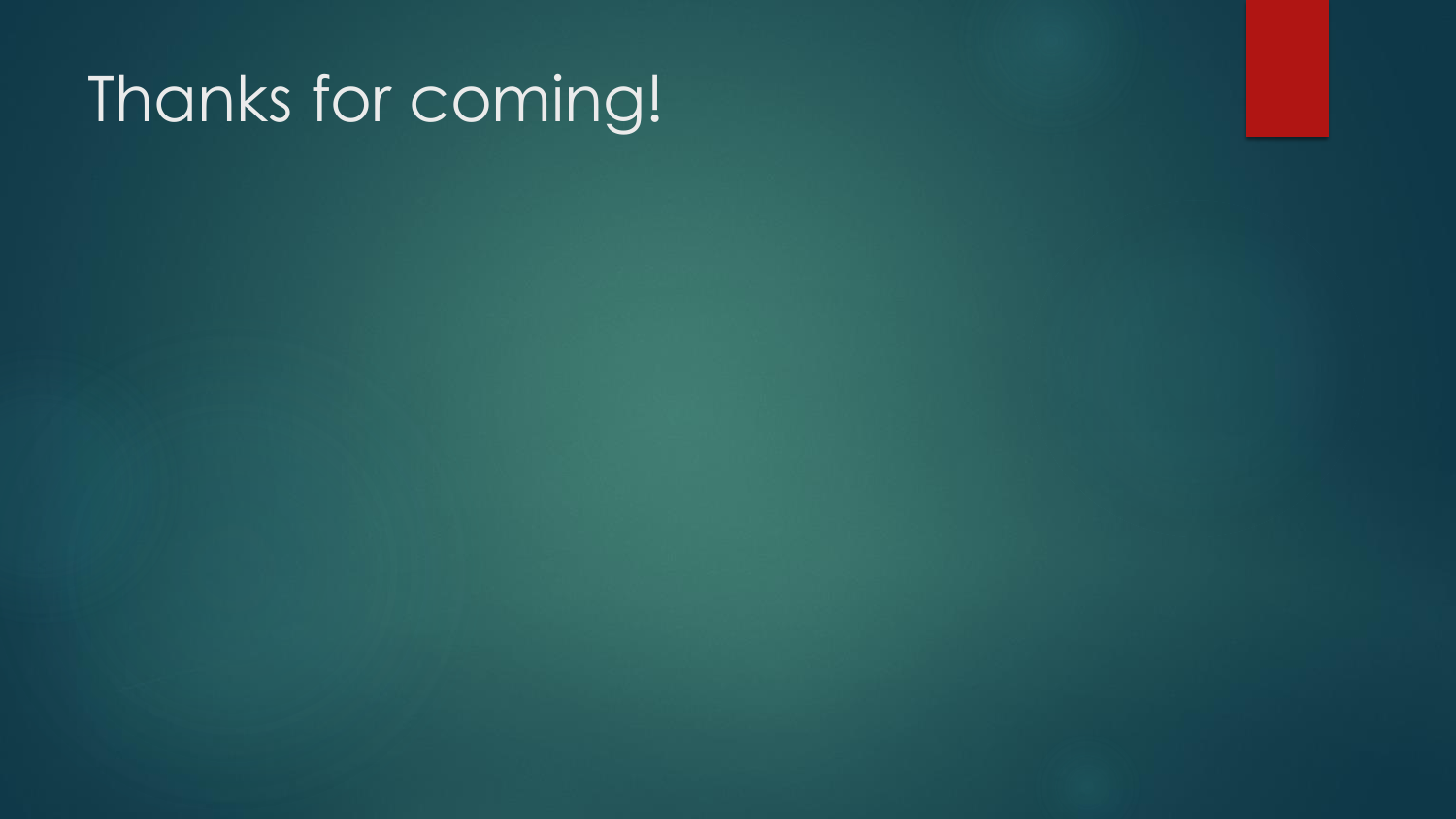# Thanks for coming!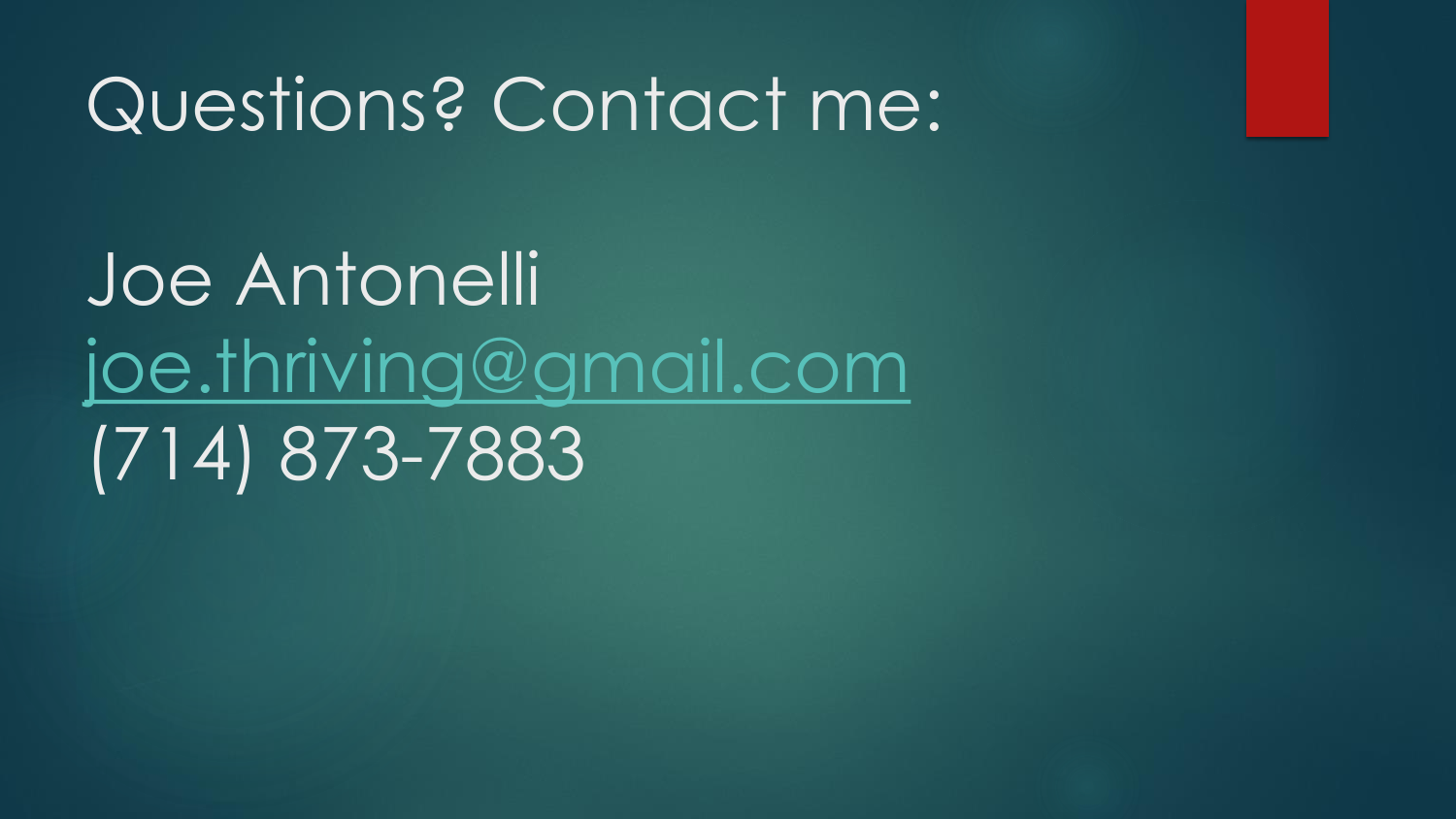# Questions? Contact me:

Joe Antonelli
joe.thriving@gmail.com
(714) 873-7883